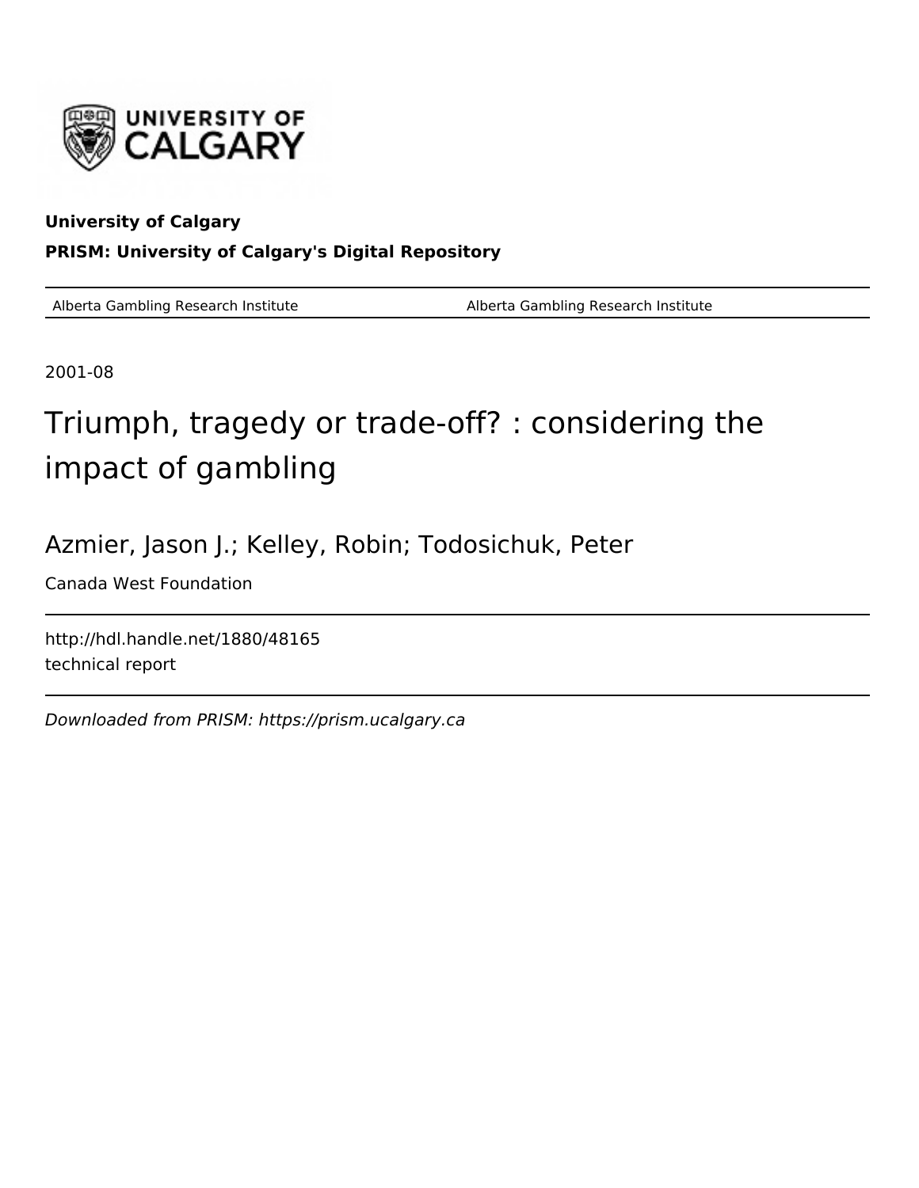UNIVERSITY OF CALGARY

**University of Calgary**

**PRISM: University of Calgary's Digital Repository**

| Alberta Gambling Research Institute | Alberta Gambling Research Institute |
| --- | --- |

2001-08

# Triumph, tragedy or trade-off? : considering the impact of gambling

Azmier, Jason J.; Kelley, Robin; Todosichuk, Peter

Canada West Foundation

http://hdl.handle.net/1880/48165

technical report

*Downloaded from PRISM: https://prism.ucalgary.ca*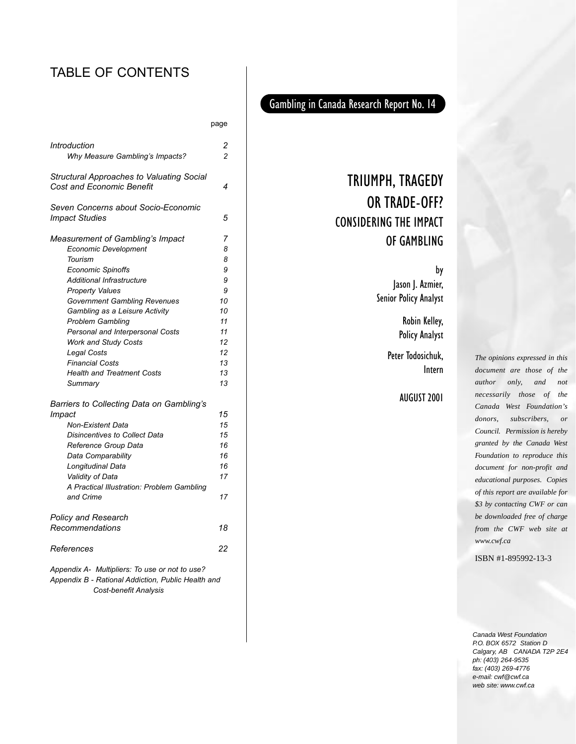Gambling in Canada Research Report No. 14

# TRIUMPH, TRAGEDY OR TRADE-OFF?

## CONSIDERING THE IMPACT OF GAMBLING

by

Jason J. Azmier,
Senior Policy Analyst

Robin Kelley,
Policy Analyst

Peter Todosichuk,
Intern

AUGUST 2001

## TABLE OF CONTENTS

| | page |
|---|---|
| *Introduction* | *2* |
| *Why Measure Gambling's Impacts?* | *2* |
| *Structural Approaches to Valuating Social Cost and Economic Benefit* | *4* |
| *Seven Concerns about Socio-Economic Impact Studies* | *5* |
| *Measurement of Gambling's Impact* | *7* |
| *Economic Development* | *8* |
| *Tourism* | *8* |
| *Economic Spinoffs* | *9* |
| *Additional Infrastructure* | *9* |
| *Property Values* | *9* |
| *Government Gambling Revenues* | *10* |
| *Gambling as a Leisure Activity* | *10* |
| *Problem Gambling* | *11* |
| *Personal and Interpersonal Costs* | *11* |
| *Work and Study Costs* | *12* |
| *Legal Costs* | *12* |
| *Financial Costs* | *13* |
| *Health and Treatment Costs* | *13* |
| *Summary* | *13* |
| *Barriers to Collecting Data on Gambling's Impact* | *15* |
| *Non-Existent Data* | *15* |
| *Disincentives to Collect Data* | *15* |
| *Reference Group Data* | *16* |
| *Data Comparability* | *16* |
| *Longitudinal Data* | *16* |
| *Validity of Data* | *17* |
| *A Practical Illustration: Problem Gambling and Crime* | *17* |
| *Policy and Research Recommendations* | *18* |
| *References* | *22* |

*Appendix A- Multipliers: To use or not to use?*
*Appendix B - Rational Addiction, Public Health and Cost-benefit Analysis*

*The opinions expressed in this document are those of the author only, and not necessarily those of the Canada West Foundation's donors, subscribers, or Council. Permission is hereby granted by the Canada West Foundation to reproduce this document for non-profit and educational purposes. Copies of this report are available for $3 by contacting CWF or can be downloaded free of charge from the CWF web site at www.cwf.ca*

ISBN #1-895992-13-3

*Canada West Foundation*
*P.O. BOX 6572 Station D*
*Calgary, AB CANADA T2P 2E4*
*ph: (403) 264-9535*
*fax: (403) 269-4776*
*e-mail: cwf@cwf.ca*
*web site: www.cwf.ca*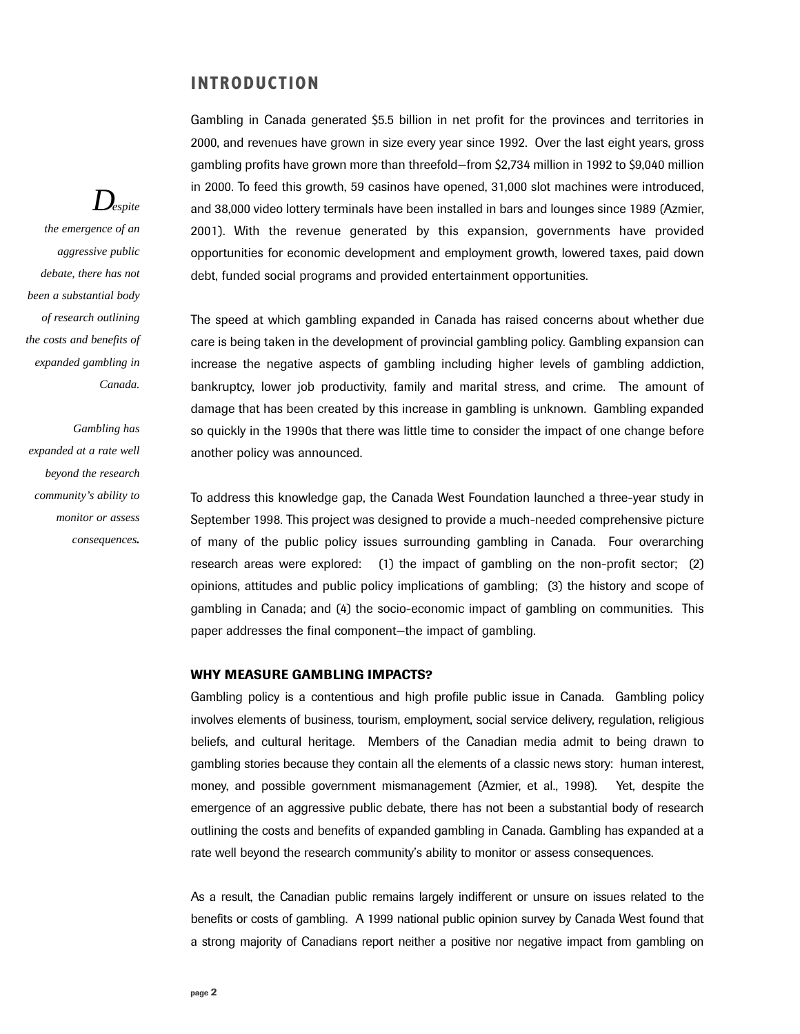## INTRODUCTION

*Despite the emergence of an aggressive public debate, there has not been a substantial body of research outlining the costs and benefits of expanded gambling in Canada.*

*Gambling has expanded at a rate well beyond the research community's ability to monitor or assess consequences.*

Gambling in Canada generated $5.5 billion in net profit for the provinces and territories in 2000, and revenues have grown in size every year since 1992. Over the last eight years, gross gambling profits have grown more than threefold—from $2,734 million in 1992 to $9,040 million in 2000. To feed this growth, 59 casinos have opened, 31,000 slot machines were introduced, and 38,000 video lottery terminals have been installed in bars and lounges since 1989 (Azmier, 2001). With the revenue generated by this expansion, governments have provided opportunities for economic development and employment growth, lowered taxes, paid down debt, funded social programs and provided entertainment opportunities.

The speed at which gambling expanded in Canada has raised concerns about whether due care is being taken in the development of provincial gambling policy. Gambling expansion can increase the negative aspects of gambling including higher levels of gambling addiction, bankruptcy, lower job productivity, family and marital stress, and crime. The amount of damage that has been created by this increase in gambling is unknown. Gambling expanded so quickly in the 1990s that there was little time to consider the impact of one change before another policy was announced.

To address this knowledge gap, the Canada West Foundation launched a three-year study in September 1998. This project was designed to provide a much-needed comprehensive picture of many of the public policy issues surrounding gambling in Canada. Four overarching research areas were explored: (1) the impact of gambling on the non-profit sector; (2) opinions, attitudes and public policy implications of gambling; (3) the history and scope of gambling in Canada; and (4) the socio-economic impact of gambling on communities. This paper addresses the final component—the impact of gambling.

### WHY MEASURE GAMBLING IMPACTS?

Gambling policy is a contentious and high profile public issue in Canada. Gambling policy involves elements of business, tourism, employment, social service delivery, regulation, religious beliefs, and cultural heritage. Members of the Canadian media admit to being drawn to gambling stories because they contain all the elements of a classic news story: human interest, money, and possible government mismanagement (Azmier, et al., 1998). Yet, despite the emergence of an aggressive public debate, there has not been a substantial body of research outlining the costs and benefits of expanded gambling in Canada. Gambling has expanded at a rate well beyond the research community's ability to monitor or assess consequences.

As a result, the Canadian public remains largely indifferent or unsure on issues related to the benefits or costs of gambling. A 1999 national public opinion survey by Canada West found that a strong majority of Canadians report neither a positive nor negative impact from gambling on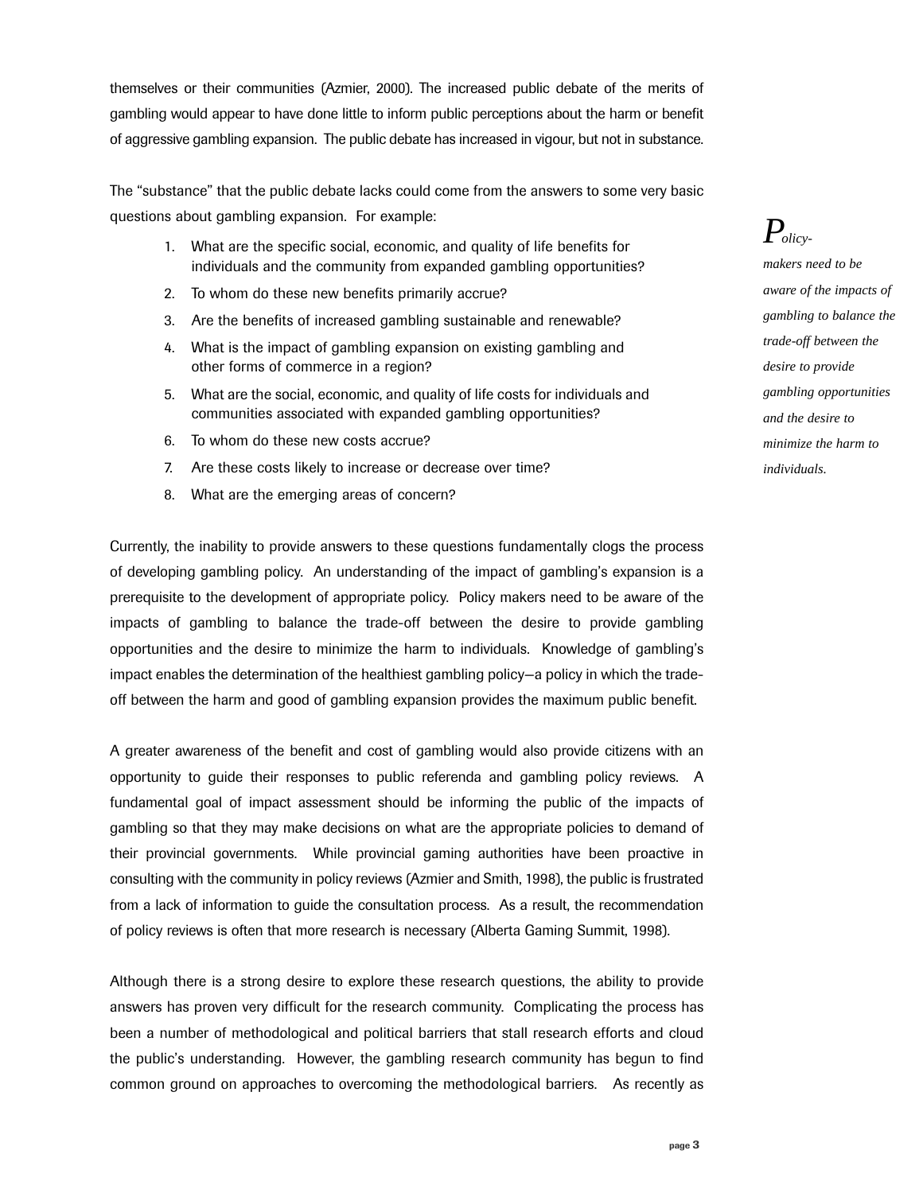themselves or their communities (Azmier, 2000). The increased public debate of the merits of gambling would appear to have done little to inform public perceptions about the harm or benefit of aggressive gambling expansion. The public debate has increased in vigour, but not in substance.

The "substance" that the public debate lacks could come from the answers to some very basic questions about gambling expansion. For example:

1. What are the specific social, economic, and quality of life benefits for individuals and the community from expanded gambling opportunities?
2. To whom do these new benefits primarily accrue?
3. Are the benefits of increased gambling sustainable and renewable?
4. What is the impact of gambling expansion on existing gambling and other forms of commerce in a region?
5. What are the social, economic, and quality of life costs for individuals and communities associated with expanded gambling opportunities?
6. To whom do these new costs accrue?
7. Are these costs likely to increase or decrease over time?
8. What are the emerging areas of concern?

*Policy-makers need to be aware of the impacts of gambling to balance the trade-off between the desire to provide gambling opportunities and the desire to minimize the harm to individuals.*

Currently, the inability to provide answers to these questions fundamentally clogs the process of developing gambling policy. An understanding of the impact of gambling's expansion is a prerequisite to the development of appropriate policy. Policy makers need to be aware of the impacts of gambling to balance the trade-off between the desire to provide gambling opportunities and the desire to minimize the harm to individuals. Knowledge of gambling's impact enables the determination of the healthiest gambling policy—a policy in which the trade-off between the harm and good of gambling expansion provides the maximum public benefit.

A greater awareness of the benefit and cost of gambling would also provide citizens with an opportunity to guide their responses to public referenda and gambling policy reviews. A fundamental goal of impact assessment should be informing the public of the impacts of gambling so that they may make decisions on what are the appropriate policies to demand of their provincial governments. While provincial gaming authorities have been proactive in consulting with the community in policy reviews (Azmier and Smith, 1998), the public is frustrated from a lack of information to guide the consultation process. As a result, the recommendation of policy reviews is often that more research is necessary (Alberta Gaming Summit, 1998).

Although there is a strong desire to explore these research questions, the ability to provide answers has proven very difficult for the research community. Complicating the process has been a number of methodological and political barriers that stall research efforts and cloud the public's understanding. However, the gambling research community has begun to find common ground on approaches to overcoming the methodological barriers. As recently as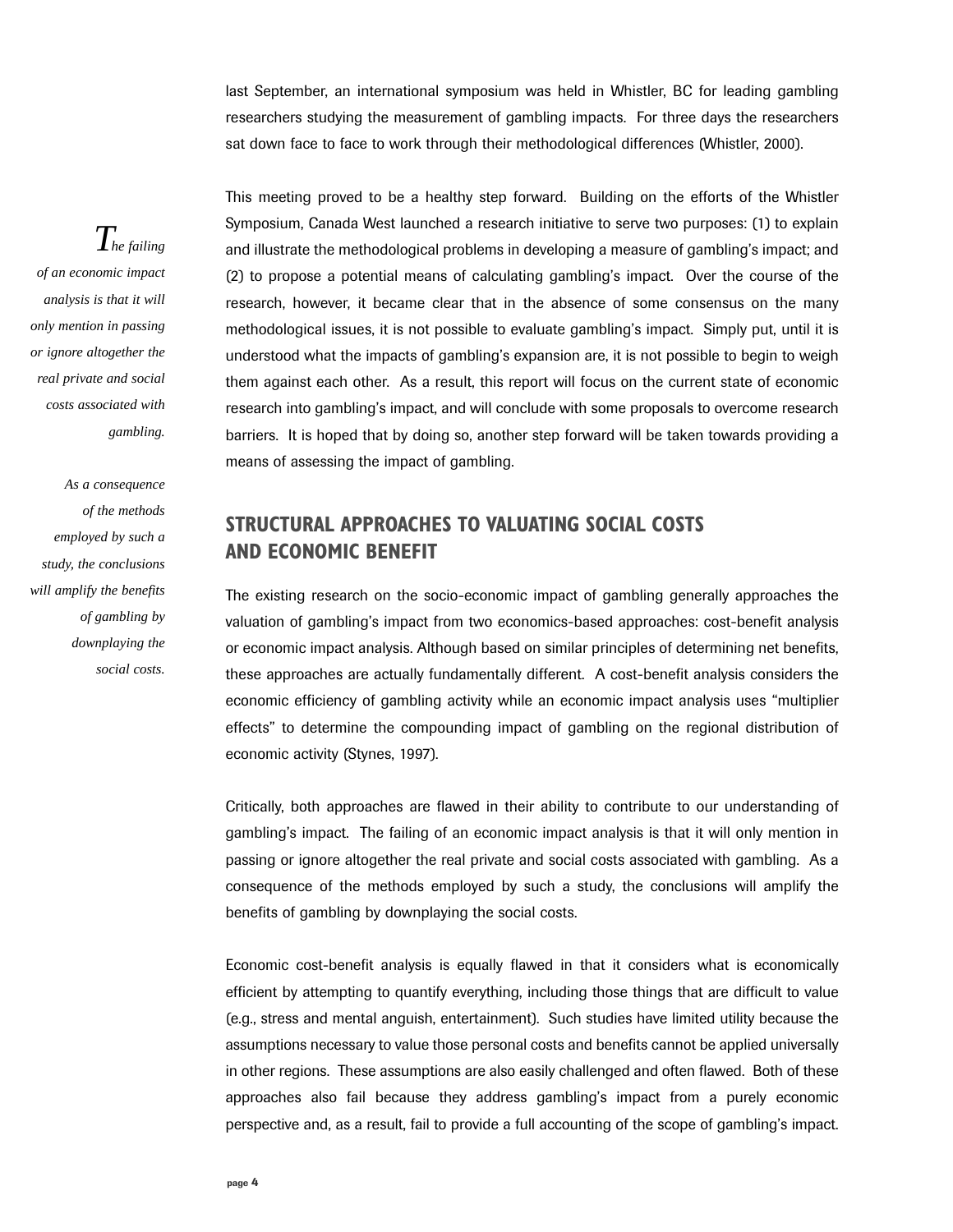last September, an international symposium was held in Whistler, BC for leading gambling researchers studying the measurement of gambling impacts. For three days the researchers sat down face to face to work through their methodological differences (Whistler, 2000).

This meeting proved to be a healthy step forward. Building on the efforts of the Whistler Symposium, Canada West launched a research initiative to serve two purposes: (1) to explain and illustrate the methodological problems in developing a measure of gambling's impact; and (2) to propose a potential means of calculating gambling's impact. Over the course of the research, however, it became clear that in the absence of some consensus on the many methodological issues, it is not possible to evaluate gambling's impact. Simply put, until it is understood what the impacts of gambling's expansion are, it is not possible to begin to weigh them against each other. As a result, this report will focus on the current state of economic research into gambling's impact, and will conclude with some proposals to overcome research barriers. It is hoped that by doing so, another step forward will be taken towards providing a means of assessing the impact of gambling.

*The failing of an economic impact analysis is that it will only mention in passing or ignore altogether the real private and social costs associated with gambling.*

*As a consequence of the methods employed by such a study, the conclusions will amplify the benefits of gambling by downplaying the social costs.*

## STRUCTURAL APPROACHES TO VALUATING SOCIAL COSTS AND ECONOMIC BENEFIT

The existing research on the socio-economic impact of gambling generally approaches the valuation of gambling's impact from two economics-based approaches: cost-benefit analysis or economic impact analysis. Although based on similar principles of determining net benefits, these approaches are actually fundamentally different. A cost-benefit analysis considers the economic efficiency of gambling activity while an economic impact analysis uses "multiplier effects" to determine the compounding impact of gambling on the regional distribution of economic activity (Stynes, 1997).

Critically, both approaches are flawed in their ability to contribute to our understanding of gambling's impact. The failing of an economic impact analysis is that it will only mention in passing or ignore altogether the real private and social costs associated with gambling. As a consequence of the methods employed by such a study, the conclusions will amplify the benefits of gambling by downplaying the social costs.

Economic cost-benefit analysis is equally flawed in that it considers what is economically efficient by attempting to quantify everything, including those things that are difficult to value (e.g., stress and mental anguish, entertainment). Such studies have limited utility because the assumptions necessary to value those personal costs and benefits cannot be applied universally in other regions. These assumptions are also easily challenged and often flawed. Both of these approaches also fail because they address gambling's impact from a purely economic perspective and, as a result, fail to provide a full accounting of the scope of gambling's impact.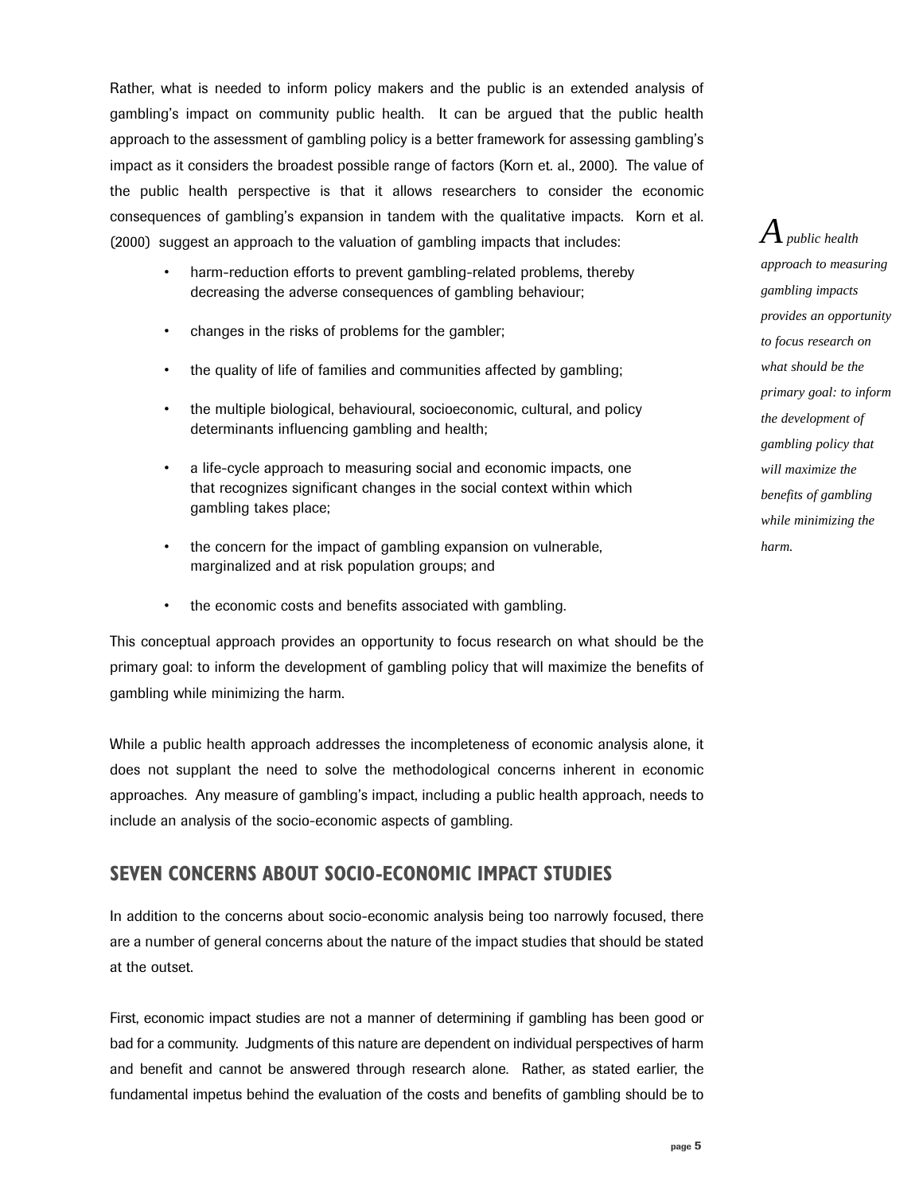Rather, what is needed to inform policy makers and the public is an extended analysis of gambling's impact on community public health. It can be argued that the public health approach to the assessment of gambling policy is a better framework for assessing gambling's impact as it considers the broadest possible range of factors (Korn et. al., 2000). The value of the public health perspective is that it allows researchers to consider the economic consequences of gambling's expansion in tandem with the qualitative impacts. Korn et al. (2000) suggest an approach to the valuation of gambling impacts that includes:

- harm-reduction efforts to prevent gambling-related problems, thereby decreasing the adverse consequences of gambling behaviour;
- changes in the risks of problems for the gambler;
- the quality of life of families and communities affected by gambling;
- the multiple biological, behavioural, socioeconomic, cultural, and policy determinants influencing gambling and health;
- a life-cycle approach to measuring social and economic impacts, one that recognizes significant changes in the social context within which gambling takes place;
- the concern for the impact of gambling expansion on vulnerable, marginalized and at risk population groups; and
- the economic costs and benefits associated with gambling.

This conceptual approach provides an opportunity to focus research on what should be the primary goal: to inform the development of gambling policy that will maximize the benefits of gambling while minimizing the harm.

*A public health approach to measuring gambling impacts provides an opportunity to focus research on what should be the primary goal: to inform the development of gambling policy that will maximize the benefits of gambling while minimizing the harm.*

While a public health approach addresses the incompleteness of economic analysis alone, it does not supplant the need to solve the methodological concerns inherent in economic approaches. Any measure of gambling's impact, including a public health approach, needs to include an analysis of the socio-economic aspects of gambling.

## SEVEN CONCERNS ABOUT SOCIO-ECONOMIC IMPACT STUDIES

In addition to the concerns about socio-economic analysis being too narrowly focused, there are a number of general concerns about the nature of the impact studies that should be stated at the outset.

First, economic impact studies are not a manner of determining if gambling has been good or bad for a community. Judgments of this nature are dependent on individual perspectives of harm and benefit and cannot be answered through research alone. Rather, as stated earlier, the fundamental impetus behind the evaluation of the costs and benefits of gambling should be to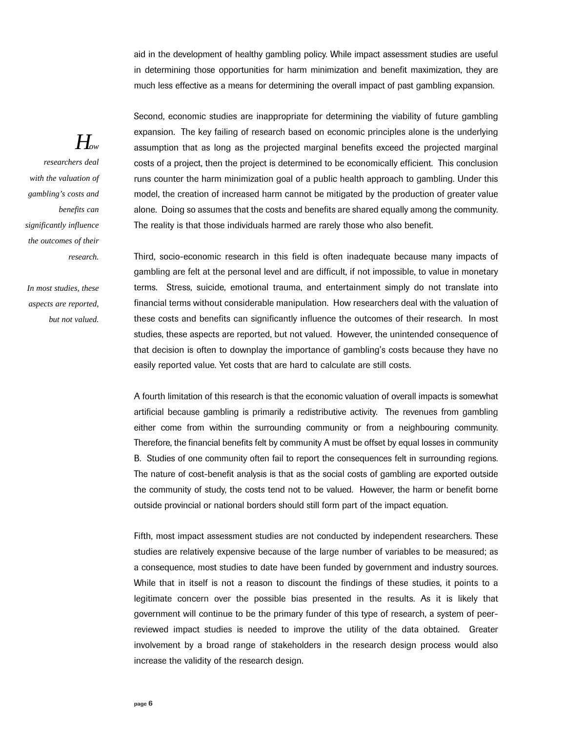aid in the development of healthy gambling policy. While impact assessment studies are useful in determining those opportunities for harm minimization and benefit maximization, they are much less effective as a means for determining the overall impact of past gambling expansion.

Second, economic studies are inappropriate for determining the viability of future gambling expansion. The key failing of research based on economic principles alone is the underlying assumption that as long as the projected marginal benefits exceed the projected marginal costs of a project, then the project is determined to be economically efficient. This conclusion runs counter the harm minimization goal of a public health approach to gambling. Under this model, the creation of increased harm cannot be mitigated by the production of greater value alone. Doing so assumes that the costs and benefits are shared equally among the community. The reality is that those individuals harmed are rarely those who also benefit.

*How researchers deal with the valuation of gambling's costs and benefits can significantly influence the outcomes of their research.*

*In most studies, these aspects are reported, but not valued.*

Third, socio-economic research in this field is often inadequate because many impacts of gambling are felt at the personal level and are difficult, if not impossible, to value in monetary terms. Stress, suicide, emotional trauma, and entertainment simply do not translate into financial terms without considerable manipulation. How researchers deal with the valuation of these costs and benefits can significantly influence the outcomes of their research. In most studies, these aspects are reported, but not valued. However, the unintended consequence of that decision is often to downplay the importance of gambling's costs because they have no easily reported value. Yet costs that are hard to calculate are still costs.

A fourth limitation of this research is that the economic valuation of overall impacts is somewhat artificial because gambling is primarily a redistributive activity. The revenues from gambling either come from within the surrounding community or from a neighbouring community. Therefore, the financial benefits felt by community A must be offset by equal losses in community B. Studies of one community often fail to report the consequences felt in surrounding regions. The nature of cost-benefit analysis is that as the social costs of gambling are exported outside the community of study, the costs tend not to be valued. However, the harm or benefit borne outside provincial or national borders should still form part of the impact equation.

Fifth, most impact assessment studies are not conducted by independent researchers. These studies are relatively expensive because of the large number of variables to be measured; as a consequence, most studies to date have been funded by government and industry sources. While that in itself is not a reason to discount the findings of these studies, it points to a legitimate concern over the possible bias presented in the results. As it is likely that government will continue to be the primary funder of this type of research, a system of peer-reviewed impact studies is needed to improve the utility of the data obtained. Greater involvement by a broad range of stakeholders in the research design process would also increase the validity of the research design.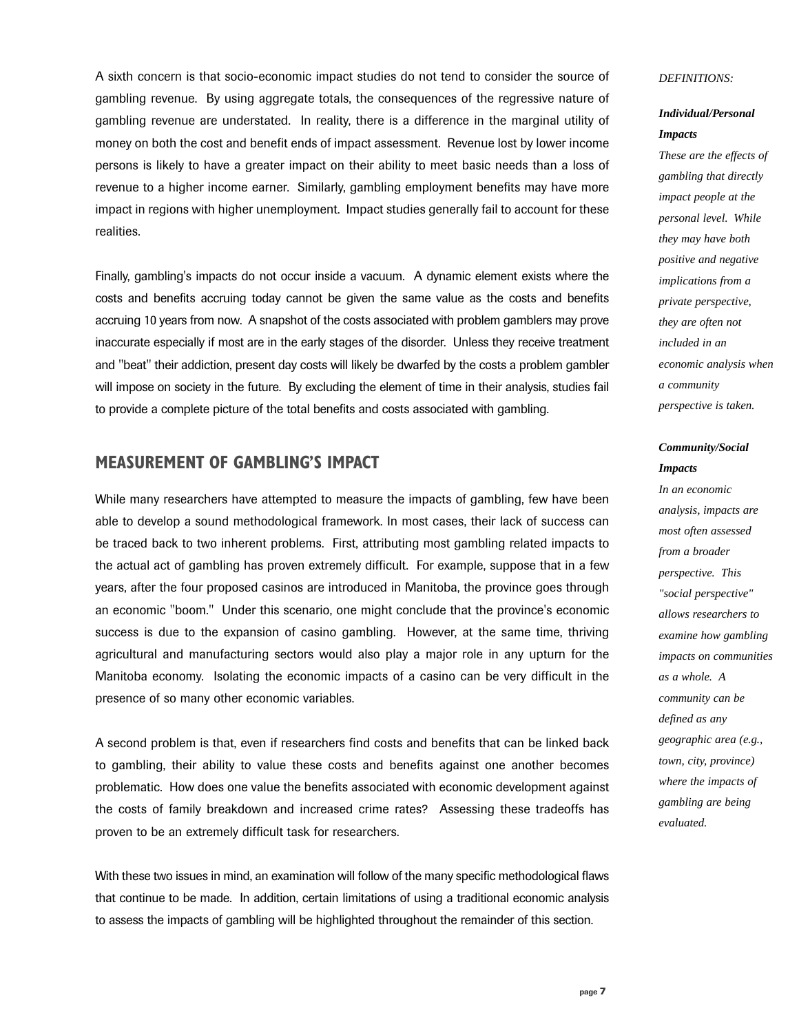A sixth concern is that socio-economic impact studies do not tend to consider the source of gambling revenue. By using aggregate totals, the consequences of the regressive nature of gambling revenue are understated. In reality, there is a difference in the marginal utility of money on both the cost and benefit ends of impact assessment. Revenue lost by lower income persons is likely to have a greater impact on their ability to meet basic needs than a loss of revenue to a higher income earner. Similarly, gambling employment benefits may have more impact in regions with higher unemployment. Impact studies generally fail to account for these realities.

Finally, gambling's impacts do not occur inside a vacuum. A dynamic element exists where the costs and benefits accruing today cannot be given the same value as the costs and benefits accruing 10 years from now. A snapshot of the costs associated with problem gamblers may prove inaccurate especially if most are in the early stages of the disorder. Unless they receive treatment and "beat" their addiction, present day costs will likely be dwarfed by the costs a problem gambler will impose on society in the future. By excluding the element of time in their analysis, studies fail to provide a complete picture of the total benefits and costs associated with gambling.

## MEASUREMENT OF GAMBLING'S IMPACT

While many researchers have attempted to measure the impacts of gambling, few have been able to develop a sound methodological framework. In most cases, their lack of success can be traced back to two inherent problems. First, attributing most gambling related impacts to the actual act of gambling has proven extremely difficult. For example, suppose that in a few years, after the four proposed casinos are introduced in Manitoba, the province goes through an economic "boom." Under this scenario, one might conclude that the province's economic success is due to the expansion of casino gambling. However, at the same time, thriving agricultural and manufacturing sectors would also play a major role in any upturn for the Manitoba economy. Isolating the economic impacts of a casino can be very difficult in the presence of so many other economic variables.

A second problem is that, even if researchers find costs and benefits that can be linked back to gambling, their ability to value these costs and benefits against one another becomes problematic. How does one value the benefits associated with economic development against the costs of family breakdown and increased crime rates? Assessing these tradeoffs has proven to be an extremely difficult task for researchers.

With these two issues in mind, an examination will follow of the many specific methodological flaws that continue to be made. In addition, certain limitations of using a traditional economic analysis to assess the impacts of gambling will be highlighted throughout the remainder of this section.

*DEFINITIONS:*

***Individual/Personal Impacts***

*These are the effects of gambling that directly impact people at the personal level. While they may have both positive and negative implications from a private perspective, they are often not included in an economic analysis when a community perspective is taken.*

***Community/Social Impacts***

*In an economic analysis, impacts are most often assessed from a broader perspective. This "social perspective" allows researchers to examine how gambling impacts on communities as a whole. A community can be defined as any geographic area (e.g., town, city, province) where the impacts of gambling are being evaluated.*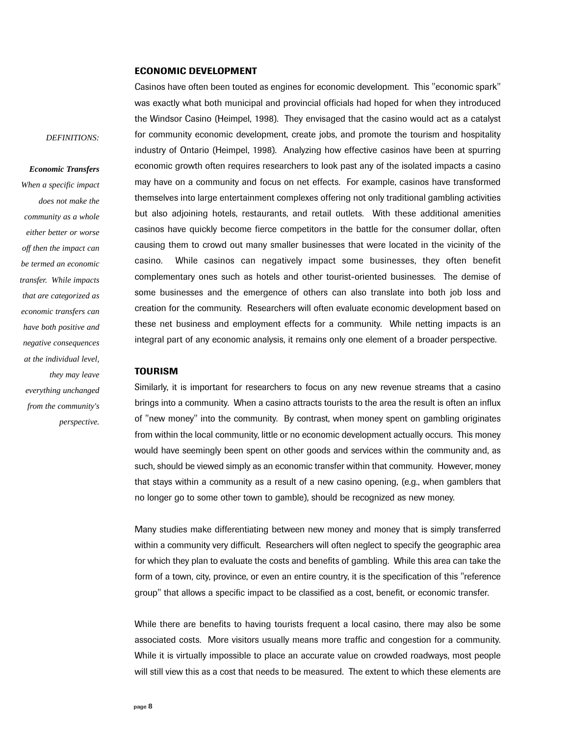## ECONOMIC DEVELOPMENT

Casinos have often been touted as engines for economic development. This "economic spark" was exactly what both municipal and provincial officials had hoped for when they introduced the Windsor Casino (Heimpel, 1998). They envisaged that the casino would act as a catalyst for community economic development, create jobs, and promote the tourism and hospitality industry of Ontario (Heimpel, 1998). Analyzing how effective casinos have been at spurring economic growth often requires researchers to look past any of the isolated impacts a casino may have on a community and focus on net effects. For example, casinos have transformed themselves into large entertainment complexes offering not only traditional gambling activities but also adjoining hotels, restaurants, and retail outlets. With these additional amenities casinos have quickly become fierce competitors in the battle for the consumer dollar, often causing them to crowd out many smaller businesses that were located in the vicinity of the casino. While casinos can negatively impact some businesses, they often benefit complementary ones such as hotels and other tourist-oriented businesses. The demise of some businesses and the emergence of others can also translate into both job loss and creation for the community. Researchers will often evaluate economic development based on these net business and employment effects for a community. While netting impacts is an integral part of any economic analysis, it remains only one element of a broader perspective.

*DEFINITIONS:*

***Economic Transfers***
*When a specific impact does not make the community as a whole either better or worse off then the impact can be termed an economic transfer. While impacts that are categorized as economic transfers can have both positive and negative consequences at the individual level, they may leave everything unchanged from the community's perspective.*

## TOURISM

Similarly, it is important for researchers to focus on any new revenue streams that a casino brings into a community. When a casino attracts tourists to the area the result is often an influx of "new money" into the community. By contrast, when money spent on gambling originates from within the local community, little or no economic development actually occurs. This money would have seemingly been spent on other goods and services within the community and, as such, should be viewed simply as an economic transfer within that community. However, money that stays within a community as a result of a new casino opening, (e.g., when gamblers that no longer go to some other town to gamble), should be recognized as new money.

Many studies make differentiating between new money and money that is simply transferred within a community very difficult. Researchers will often neglect to specify the geographic area for which they plan to evaluate the costs and benefits of gambling. While this area can take the form of a town, city, province, or even an entire country, it is the specification of this "reference group" that allows a specific impact to be classified as a cost, benefit, or economic transfer.

While there are benefits to having tourists frequent a local casino, there may also be some associated costs. More visitors usually means more traffic and congestion for a community. While it is virtually impossible to place an accurate value on crowded roadways, most people will still view this as a cost that needs to be measured. The extent to which these elements are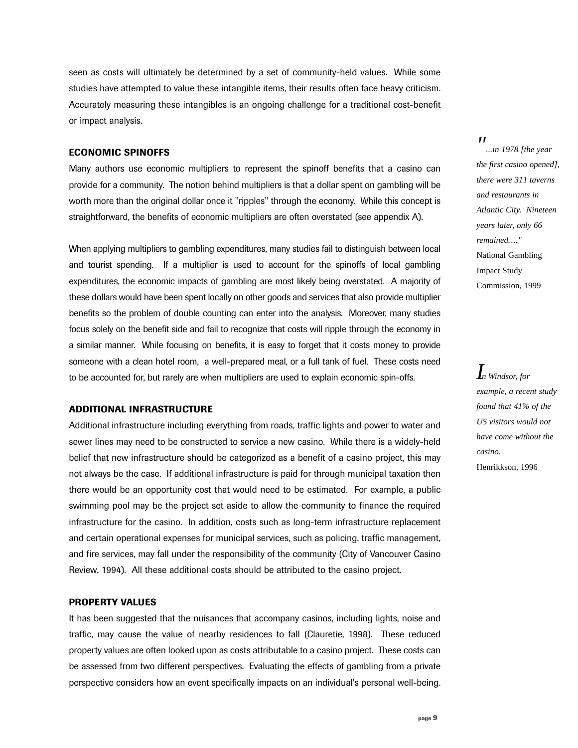seen as costs will ultimately be determined by a set of community-held values. While some studies have attempted to value these intangible items, their results often face heavy criticism. Accurately measuring these intangibles is an ongoing challenge for a traditional cost-benefit or impact analysis.

## ECONOMIC SPINOFFS

Many authors use economic multipliers to represent the spinoff benefits that a casino can provide for a community. The notion behind multipliers is that a dollar spent on gambling will be worth more than the original dollar once it "ripples" through the economy. While this concept is straightforward, the benefits of economic multipliers are often overstated (see appendix A).

> *"...in 1978 [the year the first casino opened], there were 311 taverns and restaurants in Atlantic City. Nineteen years later, only 66 remained…."*
> National Gambling Impact Study Commission, 1999

When applying multipliers to gambling expenditures, many studies fail to distinguish between local and tourist spending. If a multiplier is used to account for the spinoffs of local gambling expenditures, the economic impacts of gambling are most likely being overstated. A majority of these dollars would have been spent locally on other goods and services that also provide multiplier benefits so the problem of double counting can enter into the analysis. Moreover, many studies focus solely on the benefit side and fail to recognize that costs will ripple through the economy in a similar manner. While focusing on benefits, it is easy to forget that it costs money to provide someone with a clean hotel room, a well-prepared meal, or a full tank of fuel. These costs need to be accounted for, but rarely are when multipliers are used to explain economic spin-offs.

> *In Windsor, for example, a recent study found that 41% of the US visitors would not have come without the casino.*
> Henrikkson, 1996

## ADDITIONAL INFRASTRUCTURE

Additional infrastructure including everything from roads, traffic lights and power to water and sewer lines may need to be constructed to service a new casino. While there is a widely-held belief that new infrastructure should be categorized as a benefit of a casino project, this may not always be the case. If additional infrastructure is paid for through municipal taxation then there would be an opportunity cost that would need to be estimated. For example, a public swimming pool may be the project set aside to allow the community to finance the required infrastructure for the casino. In addition, costs such as long-term infrastructure replacement and certain operational expenses for municipal services, such as policing, traffic management, and fire services, may fall under the responsibility of the community (City of Vancouver Casino Review, 1994). All these additional costs should be attributed to the casino project.

## PROPERTY VALUES

It has been suggested that the nuisances that accompany casinos, including lights, noise and traffic, may cause the value of nearby residences to fall (Clauretie, 1998). These reduced property values are often looked upon as costs attributable to a casino project. These costs can be assessed from two different perspectives. Evaluating the effects of gambling from a private perspective considers how an event specifically impacts on an individual's personal well-being.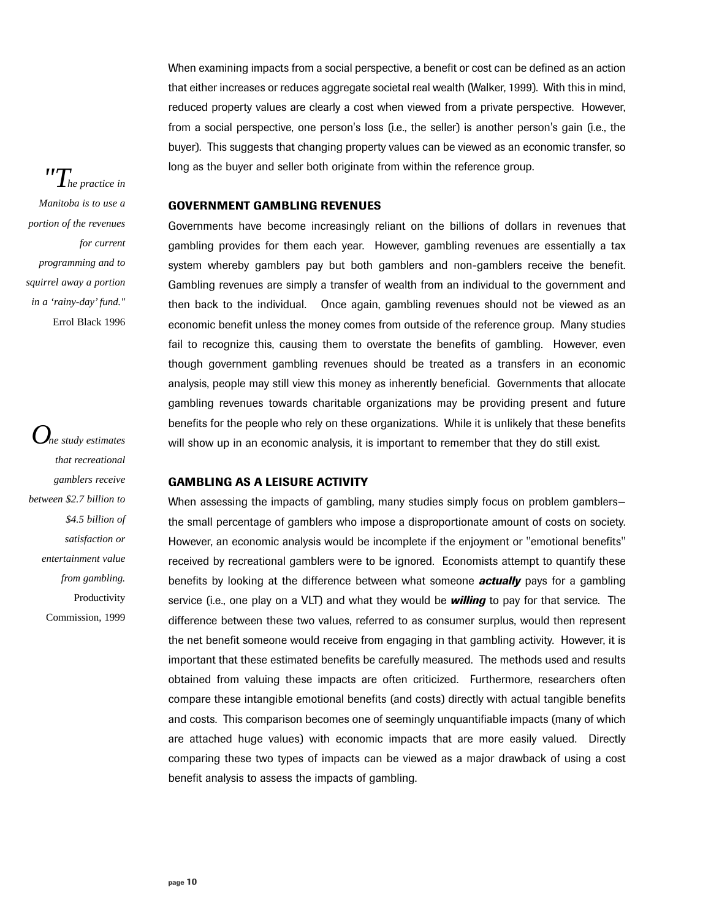When examining impacts from a social perspective, a benefit or cost can be defined as an action that either increases or reduces aggregate societal real wealth (Walker, 1999). With this in mind, reduced property values are clearly a cost when viewed from a private perspective. However, from a social perspective, one person's loss (i.e., the seller) is another person's gain (i.e., the buyer). This suggests that changing property values can be viewed as an economic transfer, so long as the buyer and seller both originate from within the reference group.

*"The practice in Manitoba is to use a portion of the revenues for current programming and to squirrel away a portion in a 'rainy-day' fund."*
Errol Black 1996

## GOVERNMENT GAMBLING REVENUES

Governments have become increasingly reliant on the billions of dollars in revenues that gambling provides for them each year. However, gambling revenues are essentially a tax system whereby gamblers pay but both gamblers and non-gamblers receive the benefit. Gambling revenues are simply a transfer of wealth from an individual to the government and then back to the individual. Once again, gambling revenues should not be viewed as an economic benefit unless the money comes from outside of the reference group. Many studies fail to recognize this, causing them to overstate the benefits of gambling. However, even though government gambling revenues should be treated as a transfers in an economic analysis, people may still view this money as inherently beneficial. Governments that allocate gambling revenues towards charitable organizations may be providing present and future benefits for the people who rely on these organizations. While it is unlikely that these benefits will show up in an economic analysis, it is important to remember that they do still exist.

*One study estimates that recreational gamblers receive between $2.7 billion to $4.5 billion of satisfaction or entertainment value from gambling.*
Productivity Commission, 1999

## GAMBLING AS A LEISURE ACTIVITY

When assessing the impacts of gambling, many studies simply focus on problem gamblers— the small percentage of gamblers who impose a disproportionate amount of costs on society. However, an economic analysis would be incomplete if the enjoyment or "emotional benefits" received by recreational gamblers were to be ignored. Economists attempt to quantify these benefits by looking at the difference between what someone ***actually*** pays for a gambling service (i.e., one play on a VLT) and what they would be ***willing*** to pay for that service. The difference between these two values, referred to as consumer surplus, would then represent the net benefit someone would receive from engaging in that gambling activity. However, it is important that these estimated benefits be carefully measured. The methods used and results obtained from valuing these impacts are often criticized. Furthermore, researchers often compare these intangible emotional benefits (and costs) directly with actual tangible benefits and costs. This comparison becomes one of seemingly unquantifiable impacts (many of which are attached huge values) with economic impacts that are more easily valued. Directly comparing these two types of impacts can be viewed as a major drawback of using a cost benefit analysis to assess the impacts of gambling.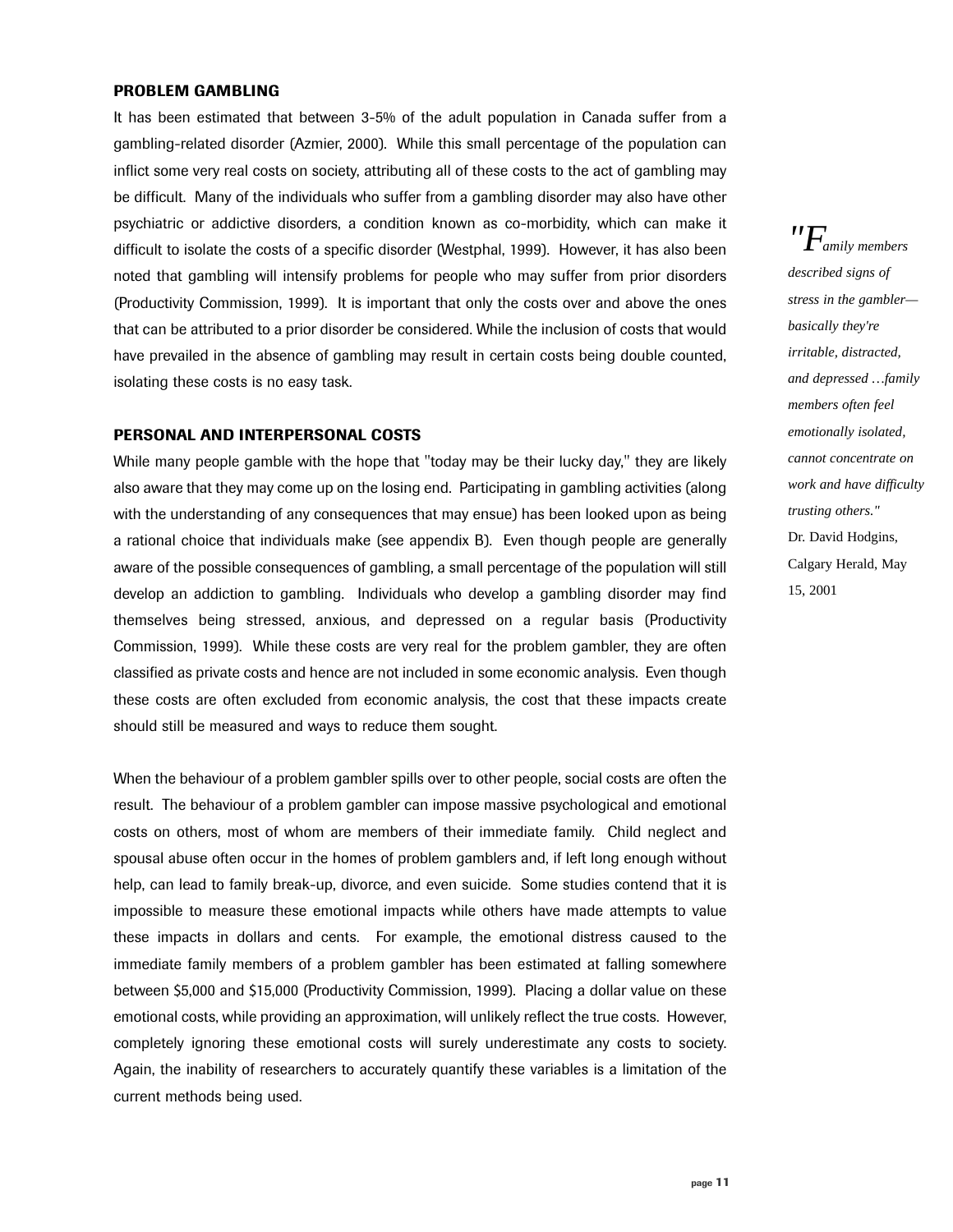## PROBLEM GAMBLING

It has been estimated that between 3-5% of the adult population in Canada suffer from a gambling-related disorder (Azmier, 2000). While this small percentage of the population can inflict some very real costs on society, attributing all of these costs to the act of gambling may be difficult. Many of the individuals who suffer from a gambling disorder may also have other psychiatric or addictive disorders, a condition known as co-morbidity, which can make it difficult to isolate the costs of a specific disorder (Westphal, 1999). However, it has also been noted that gambling will intensify problems for people who may suffer from prior disorders (Productivity Commission, 1999). It is important that only the costs over and above the ones that can be attributed to a prior disorder be considered. While the inclusion of costs that would have prevailed in the absence of gambling may result in certain costs being double counted, isolating these costs is no easy task.

## PERSONAL AND INTERPERSONAL COSTS

While many people gamble with the hope that "today may be their lucky day," they are likely also aware that they may come up on the losing end. Participating in gambling activities (along with the understanding of any consequences that may ensue) has been looked upon as being a rational choice that individuals make (see appendix B). Even though people are generally aware of the possible consequences of gambling, a small percentage of the population will still develop an addiction to gambling. Individuals who develop a gambling disorder may find themselves being stressed, anxious, and depressed on a regular basis (Productivity Commission, 1999). While these costs are very real for the problem gambler, they are often classified as private costs and hence are not included in some economic analysis. Even though these costs are often excluded from economic analysis, the cost that these impacts create should still be measured and ways to reduce them sought.

When the behaviour of a problem gambler spills over to other people, social costs are often the result. The behaviour of a problem gambler can impose massive psychological and emotional costs on others, most of whom are members of their immediate family. Child neglect and spousal abuse often occur in the homes of problem gamblers and, if left long enough without help, can lead to family break-up, divorce, and even suicide. Some studies contend that it is impossible to measure these emotional impacts while others have made attempts to value these impacts in dollars and cents. For example, the emotional distress caused to the immediate family members of a problem gambler has been estimated at falling somewhere between $5,000 and $15,000 (Productivity Commission, 1999). Placing a dollar value on these emotional costs, while providing an approximation, will unlikely reflect the true costs. However, completely ignoring these emotional costs will surely underestimate any costs to society. Again, the inability of researchers to accurately quantify these variables is a limitation of the current methods being used.

*"Family members described signs of stress in the gambler—basically they're irritable, distracted, and depressed …family members often feel emotionally isolated, cannot concentrate on work and have difficulty trusting others."*
Dr. David Hodgins, Calgary Herald, May 15, 2001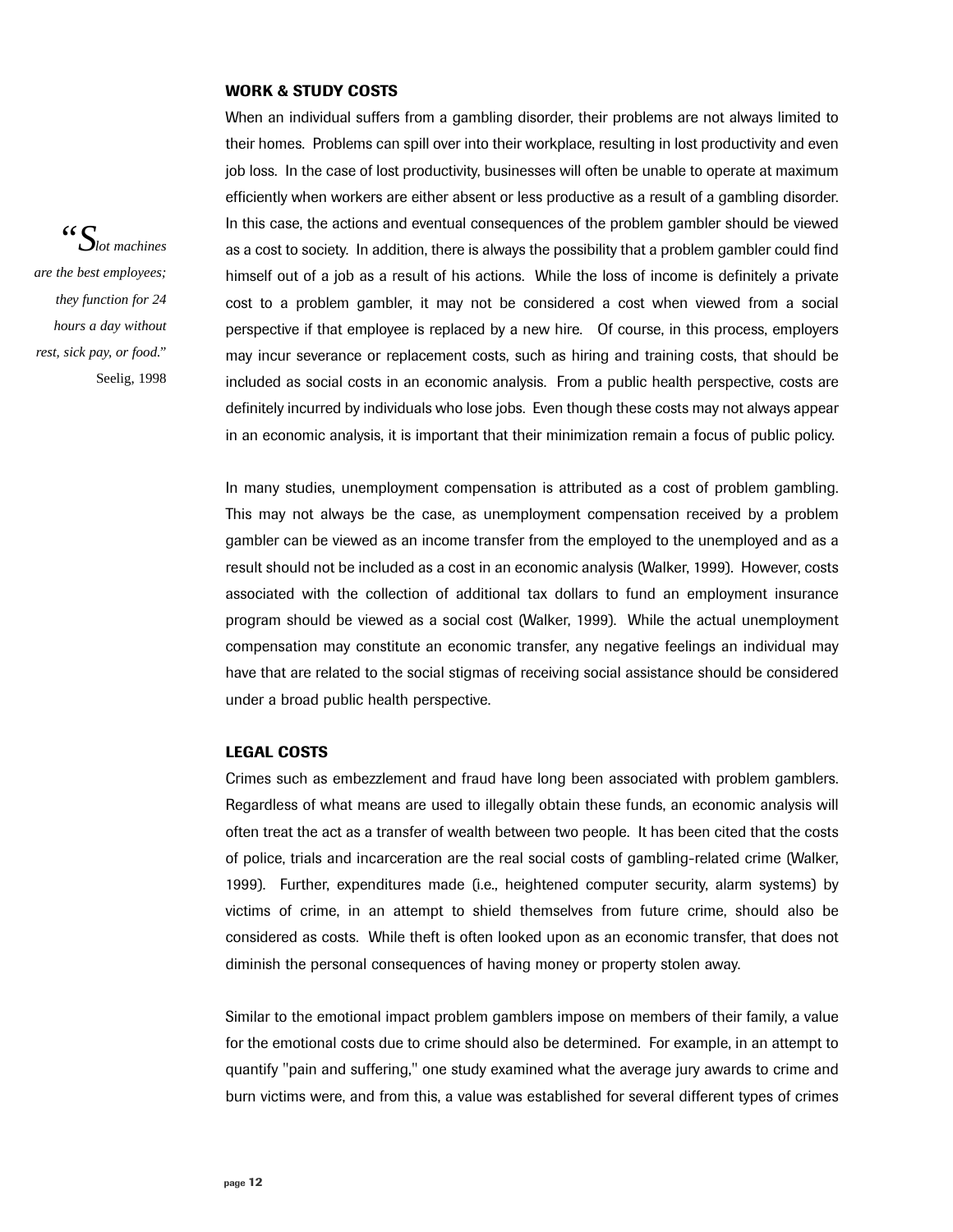### WORK & STUDY COSTS

When an individual suffers from a gambling disorder, their problems are not always limited to their homes. Problems can spill over into their workplace, resulting in lost productivity and even job loss. In the case of lost productivity, businesses will often be unable to operate at maximum efficiently when workers are either absent or less productive as a result of a gambling disorder. In this case, the actions and eventual consequences of the problem gambler should be viewed as a cost to society. In addition, there is always the possibility that a problem gambler could find himself out of a job as a result of his actions. While the loss of income is definitely a private cost to a problem gambler, it may not be considered a cost when viewed from a social perspective if that employee is replaced by a new hire. Of course, in this process, employers may incur severance or replacement costs, such as hiring and training costs, that should be included as social costs in an economic analysis. From a public health perspective, costs are definitely incurred by individuals who lose jobs. Even though these costs may not always appear in an economic analysis, it is important that their minimization remain a focus of public policy.

> *"Slot machines are the best employees; they function for 24 hours a day without rest, sick pay, or food."*
> Seelig, 1998

In many studies, unemployment compensation is attributed as a cost of problem gambling. This may not always be the case, as unemployment compensation received by a problem gambler can be viewed as an income transfer from the employed to the unemployed and as a result should not be included as a cost in an economic analysis (Walker, 1999). However, costs associated with the collection of additional tax dollars to fund an employment insurance program should be viewed as a social cost (Walker, 1999). While the actual unemployment compensation may constitute an economic transfer, any negative feelings an individual may have that are related to the social stigmas of receiving social assistance should be considered under a broad public health perspective.

### LEGAL COSTS

Crimes such as embezzlement and fraud have long been associated with problem gamblers. Regardless of what means are used to illegally obtain these funds, an economic analysis will often treat the act as a transfer of wealth between two people. It has been cited that the costs of police, trials and incarceration are the real social costs of gambling-related crime (Walker, 1999). Further, expenditures made (i.e., heightened computer security, alarm systems) by victims of crime, in an attempt to shield themselves from future crime, should also be considered as costs. While theft is often looked upon as an economic transfer, that does not diminish the personal consequences of having money or property stolen away.

Similar to the emotional impact problem gamblers impose on members of their family, a value for the emotional costs due to crime should also be determined. For example, in an attempt to quantify "pain and suffering," one study examined what the average jury awards to crime and burn victims were, and from this, a value was established for several different types of crimes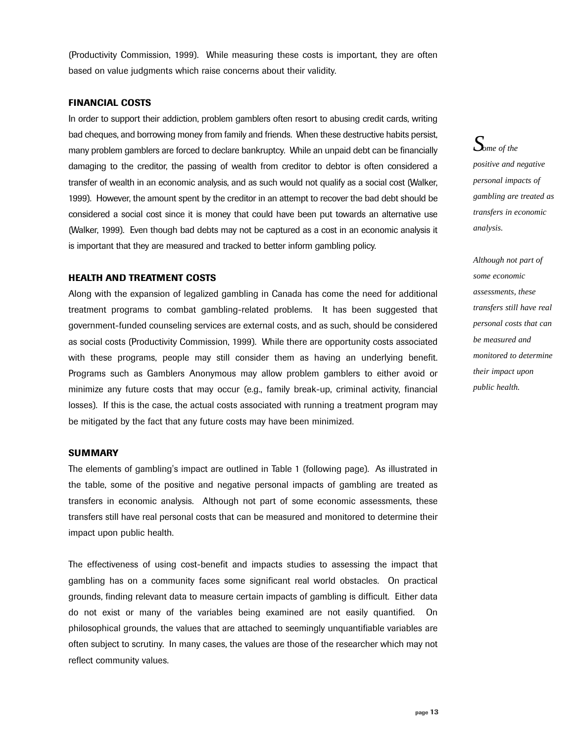(Productivity Commission, 1999). While measuring these costs is important, they are often based on value judgments which raise concerns about their validity.

### FINANCIAL COSTS

In order to support their addiction, problem gamblers often resort to abusing credit cards, writing bad cheques, and borrowing money from family and friends. When these destructive habits persist, many problem gamblers are forced to declare bankruptcy. While an unpaid debt can be financially damaging to the creditor, the passing of wealth from creditor to debtor is often considered a transfer of wealth in an economic analysis, and as such would not qualify as a social cost (Walker, 1999). However, the amount spent by the creditor in an attempt to recover the bad debt should be considered a social cost since it is money that could have been put towards an alternative use (Walker, 1999). Even though bad debts may not be captured as a cost in an economic analysis it is important that they are measured and tracked to better inform gambling policy.

*Some of the positive and negative personal impacts of gambling are treated as transfers in economic analysis.*

*Although not part of some economic assessments, these transfers still have real personal costs that can be measured and monitored to determine their impact upon public health.*

### HEALTH AND TREATMENT COSTS

Along with the expansion of legalized gambling in Canada has come the need for additional treatment programs to combat gambling-related problems. It has been suggested that government-funded counseling services are external costs, and as such, should be considered as social costs (Productivity Commission, 1999). While there are opportunity costs associated with these programs, people may still consider them as having an underlying benefit. Programs such as Gamblers Anonymous may allow problem gamblers to either avoid or minimize any future costs that may occur (e.g., family break-up, criminal activity, financial losses). If this is the case, the actual costs associated with running a treatment program may be mitigated by the fact that any future costs may have been minimized.

### SUMMARY

The elements of gambling's impact are outlined in Table 1 (following page). As illustrated in the table, some of the positive and negative personal impacts of gambling are treated as transfers in economic analysis. Although not part of some economic assessments, these transfers still have real personal costs that can be measured and monitored to determine their impact upon public health.

The effectiveness of using cost-benefit and impacts studies to assessing the impact that gambling has on a community faces some significant real world obstacles. On practical grounds, finding relevant data to measure certain impacts of gambling is difficult. Either data do not exist or many of the variables being examined are not easily quantified. On philosophical grounds, the values that are attached to seemingly unquantifiable variables are often subject to scrutiny. In many cases, the values are those of the researcher which may not reflect community values.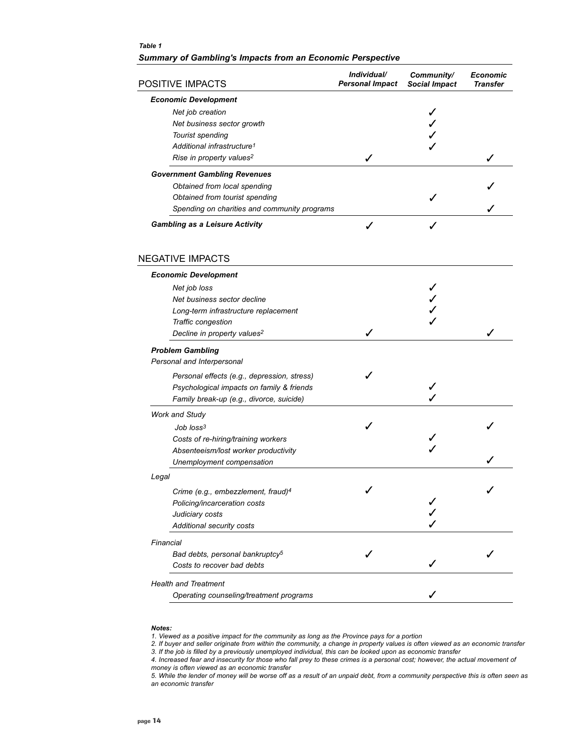***Table 1***

***Summary of Gambling's Impacts from an Economic Perspective***

| POSITIVE IMPACTS | *Individual/ Personal Impact* | *Community/ Social Impact* | *Economic Transfer* |
|---|---|---|---|
| ***Economic Development*** | | | |
| *Net job creation* | | ✓ | |
| *Net business sector growth* | | ✓ | |
| *Tourist spending* | | ✓ | |
| *Additional infrastructure[1]* | | ✓ | |
| *Rise in property values[2]* | ✓ | | ✓ |
| ***Government Gambling Revenues*** | | | |
| *Obtained from local spending* | | | ✓ |
| *Obtained from tourist spending* | | ✓ | |
| *Spending on charities and community programs* | | | ✓ |
| ***Gambling as a Leisure Activity*** | ✓ | ✓ | |

| NEGATIVE IMPACTS | *Individual/ Personal Impact* | *Community/ Social Impact* | *Economic Transfer* |
|---|---|---|---|
| ***Economic Development*** | | | |
| *Net job loss* | | ✓ | |
| *Net business sector decline* | | ✓ | |
| *Long-term infrastructure replacement* | | ✓ | |
| *Traffic congestion* | | ✓ | |
| *Decline in property values[2]* | ✓ | | ✓ |
| ***Problem Gambling*** | | | |
| *Personal and Interpersonal* | | | |
| *Personal effects (e.g., depression, stress)* | ✓ | | |
| *Psychological impacts on family & friends* | | ✓ | |
| *Family break-up (e.g., divorce, suicide)* | | ✓ | |
| *Work and Study* | | | |
| *Job loss[3]* | ✓ | | ✓ |
| *Costs of re-hiring/training workers* | | ✓ | |
| *Absenteeism/lost worker productivity* | | ✓ | |
| *Unemployment compensation* | | | ✓ |
| *Legal* | | | |
| *Crime (e.g., embezzlement, fraud)[4]* | ✓ | | ✓ |
| *Policing/incarceration costs* | | ✓ | |
| *Judiciary costs* | | ✓ | |
| *Additional security costs* | | ✓ | |
| *Financial* | | | |
| *Bad debts, personal bankruptcy[5]* | ✓ | | ✓ |
| *Costs to recover bad debts* | | ✓ | |
| *Health and Treatment* | | | |
| *Operating counseling/treatment programs* | | ✓ | |

***Notes:***

*1. Viewed as a positive impact for the community as long as the Province pays for a portion*

*2. If buyer and seller originate from within the community, a change in property values is often viewed as an economic transfer*

*3. If the job is filled by a previously unemployed individual, this can be looked upon as economic transfer*

*4. Increased fear and insecurity for those who fall prey to these crimes is a personal cost; however, the actual movement of money is often viewed as an economic transfer*

*5. While the lender of money will be worse off as a result of an unpaid debt, from a community perspective this is often seen as an economic transfer*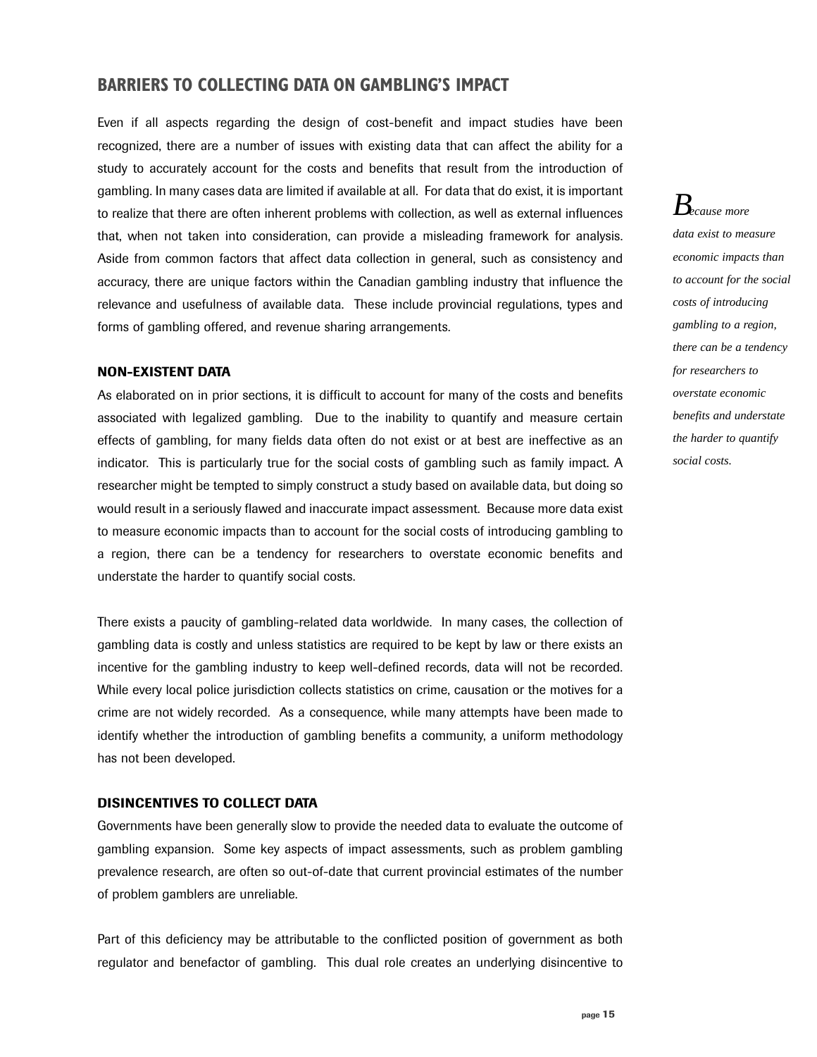## BARRIERS TO COLLECTING DATA ON GAMBLING'S IMPACT

Even if all aspects regarding the design of cost-benefit and impact studies have been recognized, there are a number of issues with existing data that can affect the ability for a study to accurately account for the costs and benefits that result from the introduction of gambling. In many cases data are limited if available at all. For data that do exist, it is important to realize that there are often inherent problems with collection, as well as external influences that, when not taken into consideration, can provide a misleading framework for analysis. Aside from common factors that affect data collection in general, such as consistency and accuracy, there are unique factors within the Canadian gambling industry that influence the relevance and usefulness of available data. These include provincial regulations, types and forms of gambling offered, and revenue sharing arrangements.

*Because more data exist to measure economic impacts than to account for the social costs of introducing gambling to a region, there can be a tendency for researchers to overstate economic benefits and understate the harder to quantify social costs.*

### NON-EXISTENT DATA

As elaborated on in prior sections, it is difficult to account for many of the costs and benefits associated with legalized gambling. Due to the inability to quantify and measure certain effects of gambling, for many fields data often do not exist or at best are ineffective as an indicator. This is particularly true for the social costs of gambling such as family impact. A researcher might be tempted to simply construct a study based on available data, but doing so would result in a seriously flawed and inaccurate impact assessment. Because more data exist to measure economic impacts than to account for the social costs of introducing gambling to a region, there can be a tendency for researchers to overstate economic benefits and understate the harder to quantify social costs.

There exists a paucity of gambling-related data worldwide. In many cases, the collection of gambling data is costly and unless statistics are required to be kept by law or there exists an incentive for the gambling industry to keep well-defined records, data will not be recorded. While every local police jurisdiction collects statistics on crime, causation or the motives for a crime are not widely recorded. As a consequence, while many attempts have been made to identify whether the introduction of gambling benefits a community, a uniform methodology has not been developed.

### DISINCENTIVES TO COLLECT DATA

Governments have been generally slow to provide the needed data to evaluate the outcome of gambling expansion. Some key aspects of impact assessments, such as problem gambling prevalence research, are often so out-of-date that current provincial estimates of the number of problem gamblers are unreliable.

Part of this deficiency may be attributable to the conflicted position of government as both regulator and benefactor of gambling. This dual role creates an underlying disincentive to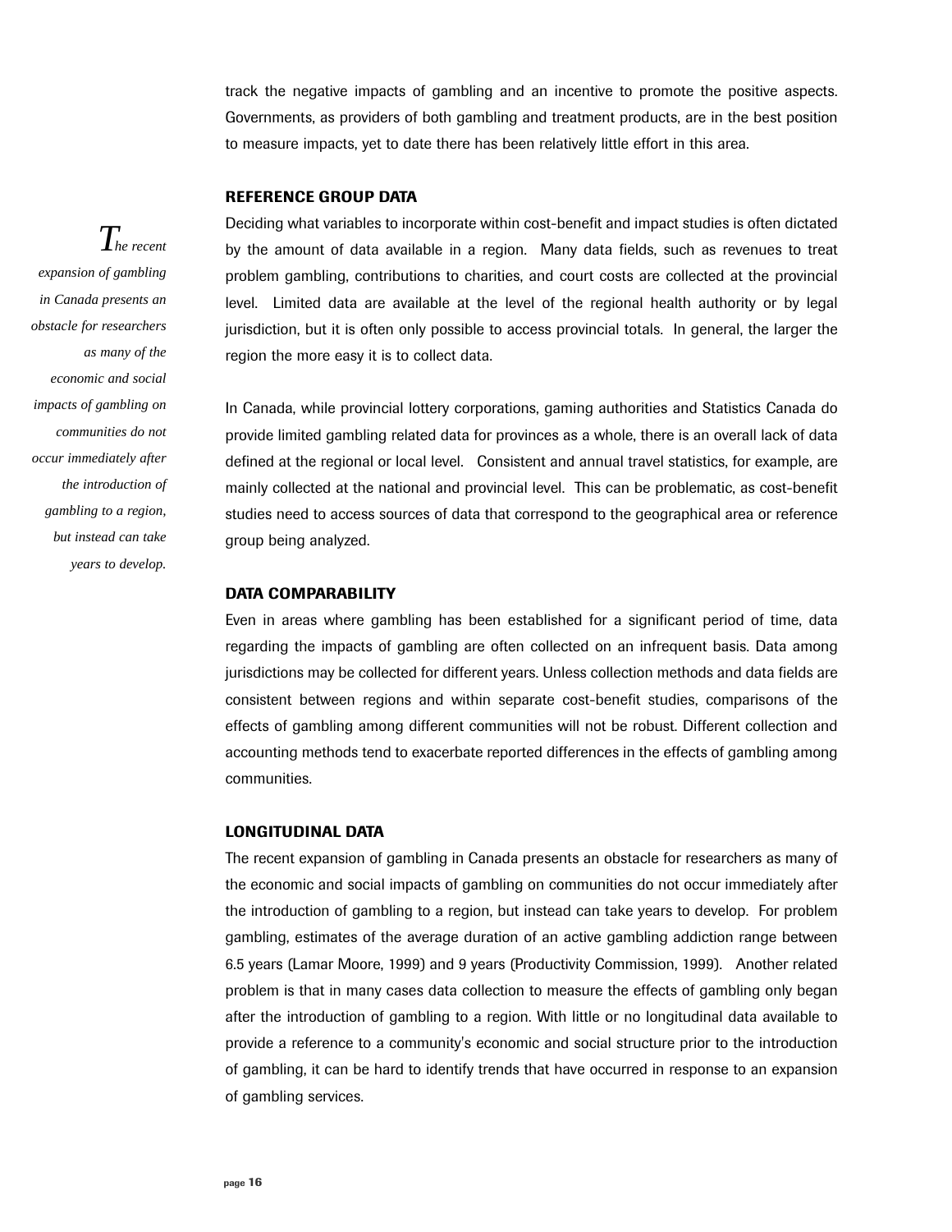track the negative impacts of gambling and an incentive to promote the positive aspects. Governments, as providers of both gambling and treatment products, are in the best position to measure impacts, yet to date there has been relatively little effort in this area.

### REFERENCE GROUP DATA

Deciding what variables to incorporate within cost-benefit and impact studies is often dictated by the amount of data available in a region. Many data fields, such as revenues to treat problem gambling, contributions to charities, and court costs are collected at the provincial level. Limited data are available at the level of the regional health authority or by legal jurisdiction, but it is often only possible to access provincial totals. In general, the larger the region the more easy it is to collect data.

In Canada, while provincial lottery corporations, gaming authorities and Statistics Canada do provide limited gambling related data for provinces as a whole, there is an overall lack of data defined at the regional or local level. Consistent and annual travel statistics, for example, are mainly collected at the national and provincial level. This can be problematic, as cost-benefit studies need to access sources of data that correspond to the geographical area or reference group being analyzed.

*The recent expansion of gambling in Canada presents an obstacle for researchers as many of the economic and social impacts of gambling on communities do not occur immediately after the introduction of gambling to a region, but instead can take years to develop.*

### DATA COMPARABILITY

Even in areas where gambling has been established for a significant period of time, data regarding the impacts of gambling are often collected on an infrequent basis. Data among jurisdictions may be collected for different years. Unless collection methods and data fields are consistent between regions and within separate cost-benefit studies, comparisons of the effects of gambling among different communities will not be robust. Different collection and accounting methods tend to exacerbate reported differences in the effects of gambling among communities.

### LONGITUDINAL DATA

The recent expansion of gambling in Canada presents an obstacle for researchers as many of the economic and social impacts of gambling on communities do not occur immediately after the introduction of gambling to a region, but instead can take years to develop. For problem gambling, estimates of the average duration of an active gambling addiction range between 6.5 years (Lamar Moore, 1999) and 9 years (Productivity Commission, 1999). Another related problem is that in many cases data collection to measure the effects of gambling only began after the introduction of gambling to a region. With little or no longitudinal data available to provide a reference to a community's economic and social structure prior to the introduction of gambling, it can be hard to identify trends that have occurred in response to an expansion of gambling services.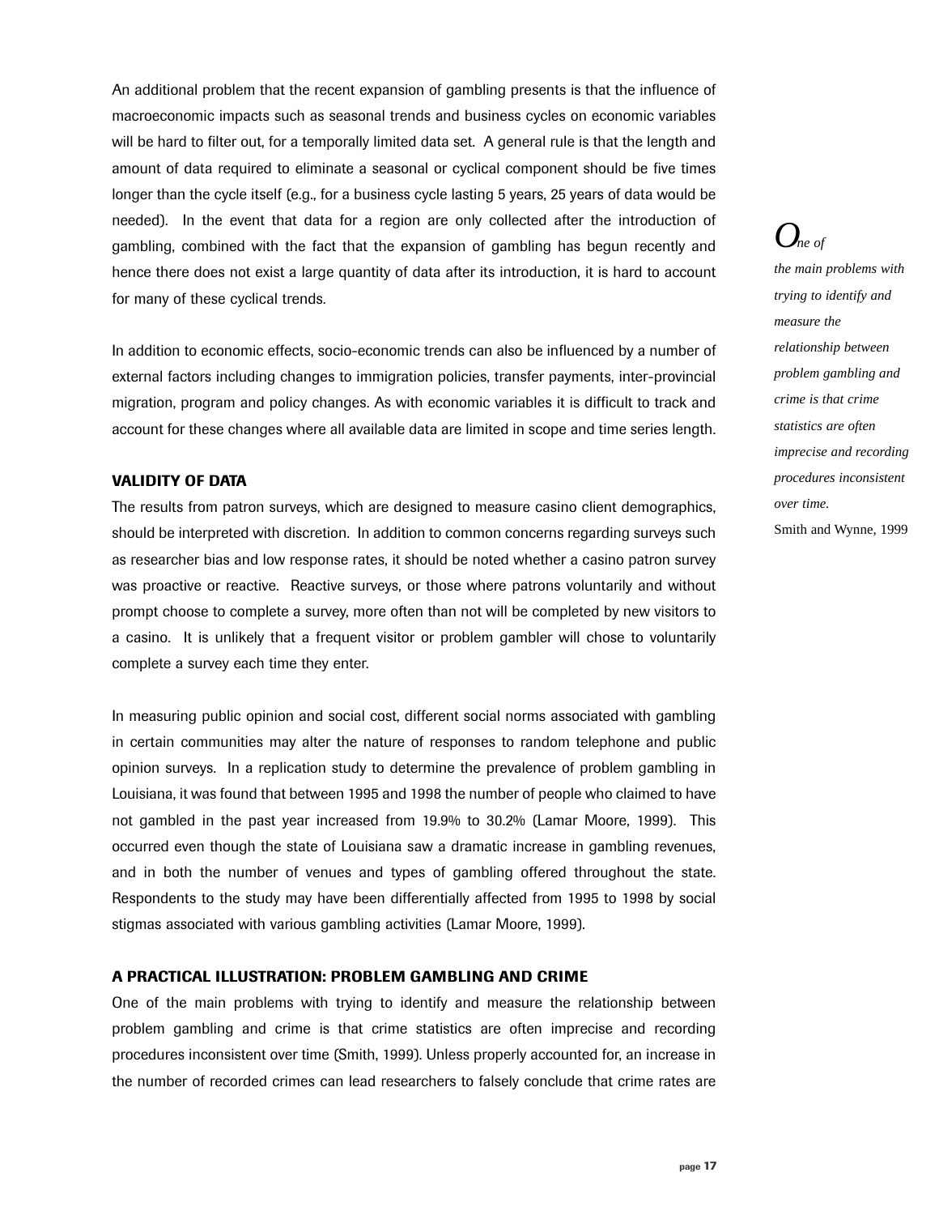An additional problem that the recent expansion of gambling presents is that the influence of macroeconomic impacts such as seasonal trends and business cycles on economic variables will be hard to filter out, for a temporally limited data set. A general rule is that the length and amount of data required to eliminate a seasonal or cyclical component should be five times longer than the cycle itself (e.g., for a business cycle lasting 5 years, 25 years of data would be needed). In the event that data for a region are only collected after the introduction of gambling, combined with the fact that the expansion of gambling has begun recently and hence there does not exist a large quantity of data after its introduction, it is hard to account for many of these cyclical trends.

In addition to economic effects, socio-economic trends can also be influenced by a number of external factors including changes to immigration policies, transfer payments, inter-provincial migration, program and policy changes. As with economic variables it is difficult to track and account for these changes where all available data are limited in scope and time series length.

*One of the main problems with trying to identify and measure the relationship between problem gambling and crime is that crime statistics are often imprecise and recording procedures inconsistent over time.*
Smith and Wynne, 1999

### VALIDITY OF DATA

The results from patron surveys, which are designed to measure casino client demographics, should be interpreted with discretion. In addition to common concerns regarding surveys such as researcher bias and low response rates, it should be noted whether a casino patron survey was proactive or reactive. Reactive surveys, or those where patrons voluntarily and without prompt choose to complete a survey, more often than not will be completed by new visitors to a casino. It is unlikely that a frequent visitor or problem gambler will chose to voluntarily complete a survey each time they enter.

In measuring public opinion and social cost, different social norms associated with gambling in certain communities may alter the nature of responses to random telephone and public opinion surveys. In a replication study to determine the prevalence of problem gambling in Louisiana, it was found that between 1995 and 1998 the number of people who claimed to have not gambled in the past year increased from 19.9% to 30.2% (Lamar Moore, 1999). This occurred even though the state of Louisiana saw a dramatic increase in gambling revenues, and in both the number of venues and types of gambling offered throughout the state. Respondents to the study may have been differentially affected from 1995 to 1998 by social stigmas associated with various gambling activities (Lamar Moore, 1999).

### A PRACTICAL ILLUSTRATION: PROBLEM GAMBLING AND CRIME

One of the main problems with trying to identify and measure the relationship between problem gambling and crime is that crime statistics are often imprecise and recording procedures inconsistent over time (Smith, 1999). Unless properly accounted for, an increase in the number of recorded crimes can lead researchers to falsely conclude that crime rates are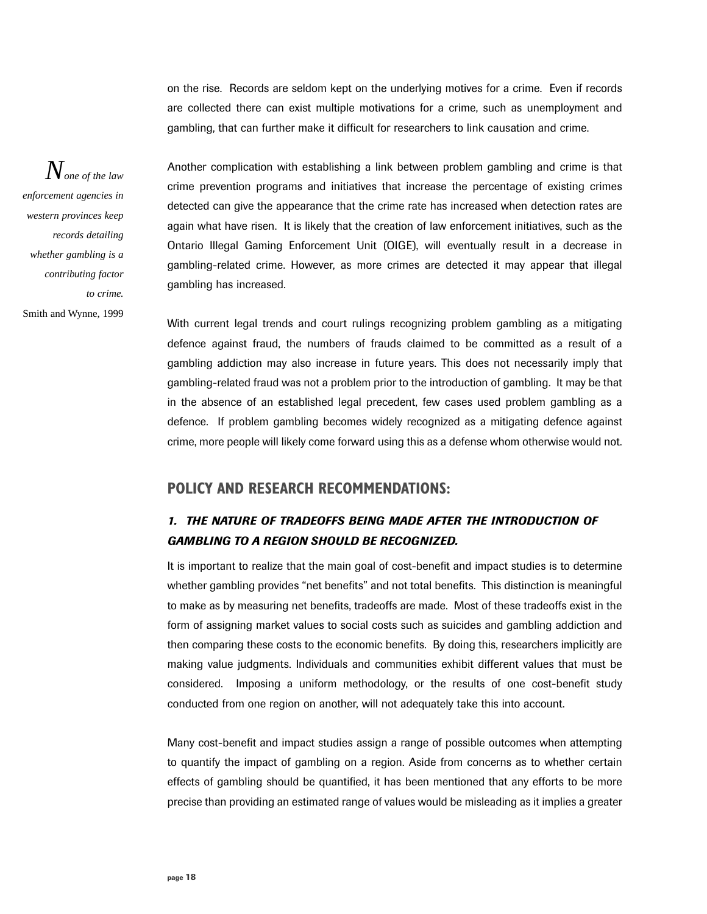on the rise. Records are seldom kept on the underlying motives for a crime. Even if records are collected there can exist multiple motivations for a crime, such as unemployment and gambling, that can further make it difficult for researchers to link causation and crime.

*None of the law enforcement agencies in western provinces keep records detailing whether gambling is a contributing factor to crime.*
Smith and Wynne, 1999

Another complication with establishing a link between problem gambling and crime is that crime prevention programs and initiatives that increase the percentage of existing crimes detected can give the appearance that the crime rate has increased when detection rates are again what have risen. It is likely that the creation of law enforcement initiatives, such as the Ontario Illegal Gaming Enforcement Unit (OIGE), will eventually result in a decrease in gambling-related crime. However, as more crimes are detected it may appear that illegal gambling has increased.

With current legal trends and court rulings recognizing problem gambling as a mitigating defence against fraud, the numbers of frauds claimed to be committed as a result of a gambling addiction may also increase in future years. This does not necessarily imply that gambling-related fraud was not a problem prior to the introduction of gambling. It may be that in the absence of an established legal precedent, few cases used problem gambling as a defence. If problem gambling becomes widely recognized as a mitigating defence against crime, more people will likely come forward using this as a defense whom otherwise would not.

## POLICY AND RESEARCH RECOMMENDATIONS:

### *1. THE NATURE OF TRADEOFFS BEING MADE AFTER THE INTRODUCTION OF GAMBLING TO A REGION SHOULD BE RECOGNIZED.*

It is important to realize that the main goal of cost-benefit and impact studies is to determine whether gambling provides "net benefits" and not total benefits. This distinction is meaningful to make as by measuring net benefits, tradeoffs are made. Most of these tradeoffs exist in the form of assigning market values to social costs such as suicides and gambling addiction and then comparing these costs to the economic benefits. By doing this, researchers implicitly are making value judgments. Individuals and communities exhibit different values that must be considered. Imposing a uniform methodology, or the results of one cost-benefit study conducted from one region on another, will not adequately take this into account.

Many cost-benefit and impact studies assign a range of possible outcomes when attempting to quantify the impact of gambling on a region. Aside from concerns as to whether certain effects of gambling should be quantified, it has been mentioned that any efforts to be more precise than providing an estimated range of values would be misleading as it implies a greater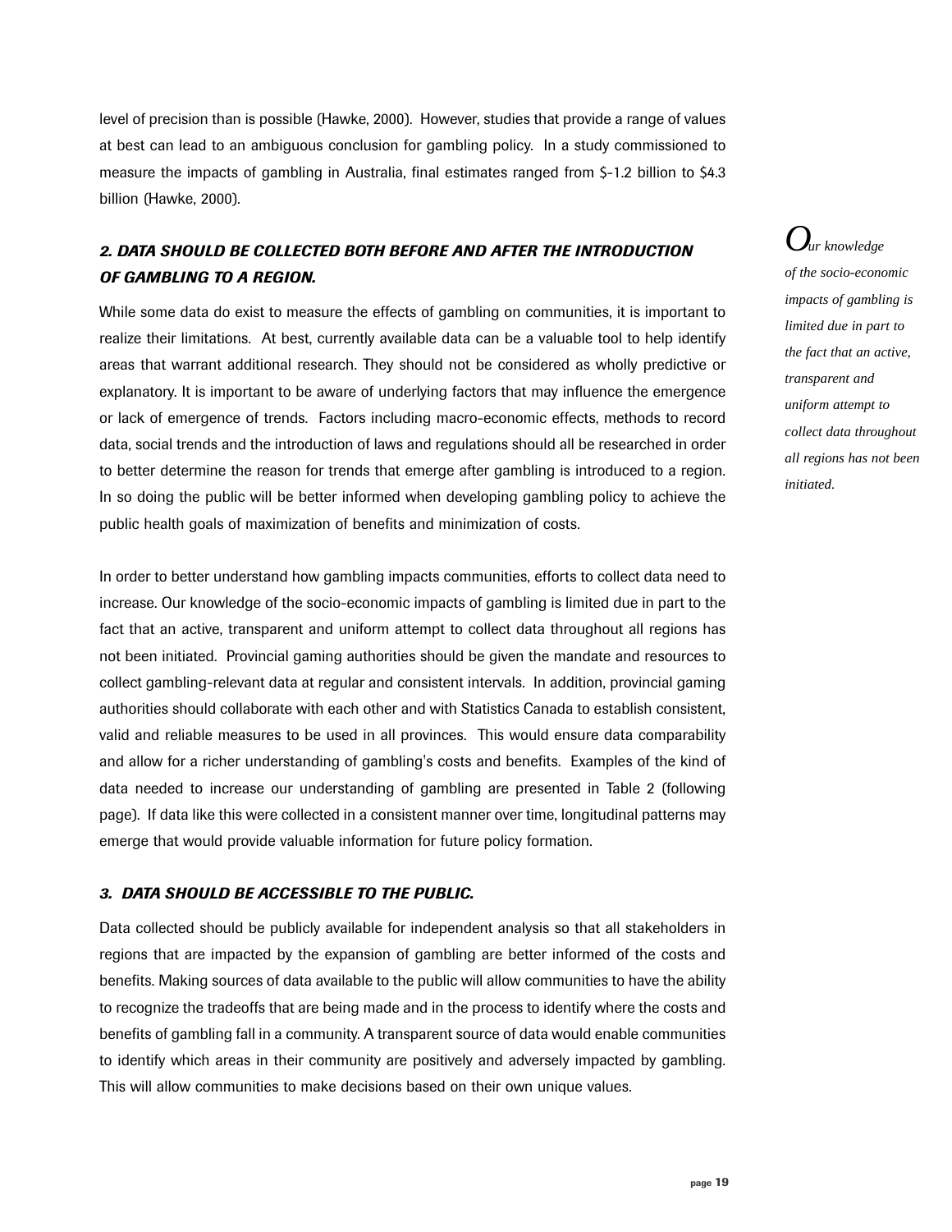level of precision than is possible (Hawke, 2000). However, studies that provide a range of values at best can lead to an ambiguous conclusion for gambling policy. In a study commissioned to measure the impacts of gambling in Australia, final estimates ranged from $-1.2 billion to $4.3 billion (Hawke, 2000).

### *2. DATA SHOULD BE COLLECTED BOTH BEFORE AND AFTER THE INTRODUCTION OF GAMBLING TO A REGION.*

While some data do exist to measure the effects of gambling on communities, it is important to realize their limitations. At best, currently available data can be a valuable tool to help identify areas that warrant additional research. They should not be considered as wholly predictive or explanatory. It is important to be aware of underlying factors that may influence the emergence or lack of emergence of trends. Factors including macro-economic effects, methods to record data, social trends and the introduction of laws and regulations should all be researched in order to better determine the reason for trends that emerge after gambling is introduced to a region. In so doing the public will be better informed when developing gambling policy to achieve the public health goals of maximization of benefits and minimization of costs.

*Our knowledge of the socio-economic impacts of gambling is limited due in part to the fact that an active, transparent and uniform attempt to collect data throughout all regions has not been initiated.*

In order to better understand how gambling impacts communities, efforts to collect data need to increase. Our knowledge of the socio-economic impacts of gambling is limited due in part to the fact that an active, transparent and uniform attempt to collect data throughout all regions has not been initiated. Provincial gaming authorities should be given the mandate and resources to collect gambling-relevant data at regular and consistent intervals. In addition, provincial gaming authorities should collaborate with each other and with Statistics Canada to establish consistent, valid and reliable measures to be used in all provinces. This would ensure data comparability and allow for a richer understanding of gambling's costs and benefits. Examples of the kind of data needed to increase our understanding of gambling are presented in Table 2 (following page). If data like this were collected in a consistent manner over time, longitudinal patterns may emerge that would provide valuable information for future policy formation.

### *3. DATA SHOULD BE ACCESSIBLE TO THE PUBLIC.*

Data collected should be publicly available for independent analysis so that all stakeholders in regions that are impacted by the expansion of gambling are better informed of the costs and benefits. Making sources of data available to the public will allow communities to have the ability to recognize the tradeoffs that are being made and in the process to identify where the costs and benefits of gambling fall in a community. A transparent source of data would enable communities to identify which areas in their community are positively and adversely impacted by gambling. This will allow communities to make decisions based on their own unique values.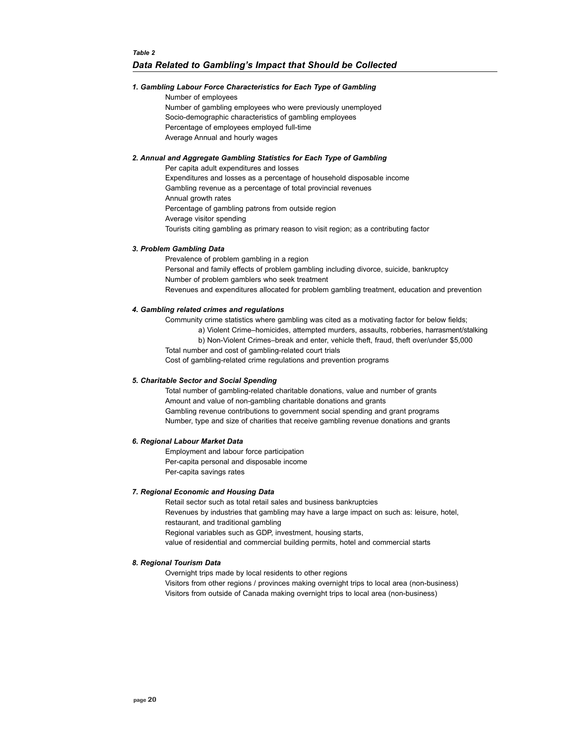*Table 2*

## *Data Related to Gambling's Impact that Should be Collected*

### *1. Gambling Labour Force Characteristics for Each Type of Gambling*

- Number of employees
- Number of gambling employees who were previously unemployed
- Socio-demographic characteristics of gambling employees
- Percentage of employees employed full-time
- Average Annual and hourly wages

### *2. Annual and Aggregate Gambling Statistics for Each Type of Gambling*

- Per capita adult expenditures and losses
- Expenditures and losses as a percentage of household disposable income
- Gambling revenue as a percentage of total provincial revenues
- Annual growth rates
- Percentage of gambling patrons from outside region
- Average visitor spending
- Tourists citing gambling as primary reason to visit region; as a contributing factor

### *3. Problem Gambling Data*

- Prevalence of problem gambling in a region
- Personal and family effects of problem gambling including divorce, suicide, bankruptcy
- Number of problem gamblers who seek treatment
- Revenues and expenditures allocated for problem gambling treatment, education and prevention

### *4. Gambling related crimes and regulations*

- Community crime statistics where gambling was cited as a motivating factor for below fields;
  - a) Violent Crime–homicides, attempted murders, assaults, robberies, harrasment/stalking
  - b) Non-Violent Crimes–break and enter, vehicle theft, fraud, theft over/under $5,000
- Total number and cost of gambling-related court trials
- Cost of gambling-related crime regulations and prevention programs

### *5. Charitable Sector and Social Spending*

- Total number of gambling-related charitable donations, value and number of grants
- Amount and value of non-gambling charitable donations and grants
- Gambling revenue contributions to government social spending and grant programs
- Number, type and size of charities that receive gambling revenue donations and grants

### *6. Regional Labour Market Data*

- Employment and labour force participation
- Per-capita personal and disposable income
- Per-capita savings rates

### *7. Regional Economic and Housing Data*

- Retail sector such as total retail sales and business bankruptcies
- Revenues by industries that gambling may have a large impact on such as: leisure, hotel, restaurant, and traditional gambling
- Regional variables such as GDP, investment, housing starts, value of residential and commercial building permits, hotel and commercial starts

### *8. Regional Tourism Data*

- Overnight trips made by local residents to other regions
- Visitors from other regions / provinces making overnight trips to local area (non-business)
- Visitors from outside of Canada making overnight trips to local area (non-business)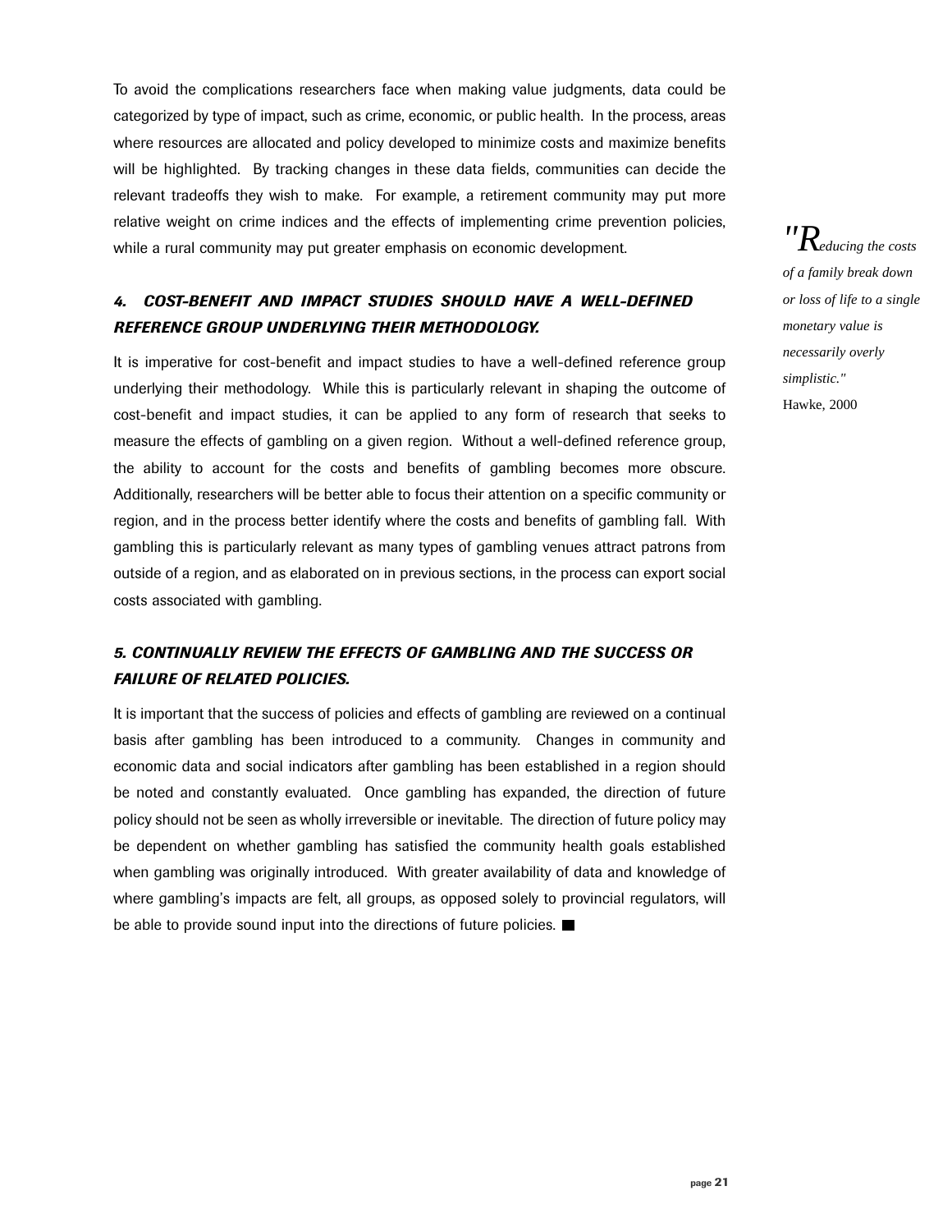To avoid the complications researchers face when making value judgments, data could be categorized by type of impact, such as crime, economic, or public health. In the process, areas where resources are allocated and policy developed to minimize costs and maximize benefits will be highlighted. By tracking changes in these data fields, communities can decide the relevant tradeoffs they wish to make. For example, a retirement community may put more relative weight on crime indices and the effects of implementing crime prevention policies, while a rural community may put greater emphasis on economic development.

*"Reducing the costs of a family break down or loss of life to a single monetary value is necessarily overly simplistic."*
Hawke, 2000

### *4. COST-BENEFIT AND IMPACT STUDIES SHOULD HAVE A WELL-DEFINED REFERENCE GROUP UNDERLYING THEIR METHODOLOGY.*

It is imperative for cost-benefit and impact studies to have a well-defined reference group underlying their methodology. While this is particularly relevant in shaping the outcome of cost-benefit and impact studies, it can be applied to any form of research that seeks to measure the effects of gambling on a given region. Without a well-defined reference group, the ability to account for the costs and benefits of gambling becomes more obscure. Additionally, researchers will be better able to focus their attention on a specific community or region, and in the process better identify where the costs and benefits of gambling fall. With gambling this is particularly relevant as many types of gambling venues attract patrons from outside of a region, and as elaborated on in previous sections, in the process can export social costs associated with gambling.

### *5. CONTINUALLY REVIEW THE EFFECTS OF GAMBLING AND THE SUCCESS OR FAILURE OF RELATED POLICIES.*

It is important that the success of policies and effects of gambling are reviewed on a continual basis after gambling has been introduced to a community. Changes in community and economic data and social indicators after gambling has been established in a region should be noted and constantly evaluated. Once gambling has expanded, the direction of future policy should not be seen as wholly irreversible or inevitable. The direction of future policy may be dependent on whether gambling has satisfied the community health goals established when gambling was originally introduced. With greater availability of data and knowledge of where gambling's impacts are felt, all groups, as opposed solely to provincial regulators, will be able to provide sound input into the directions of future policies. ■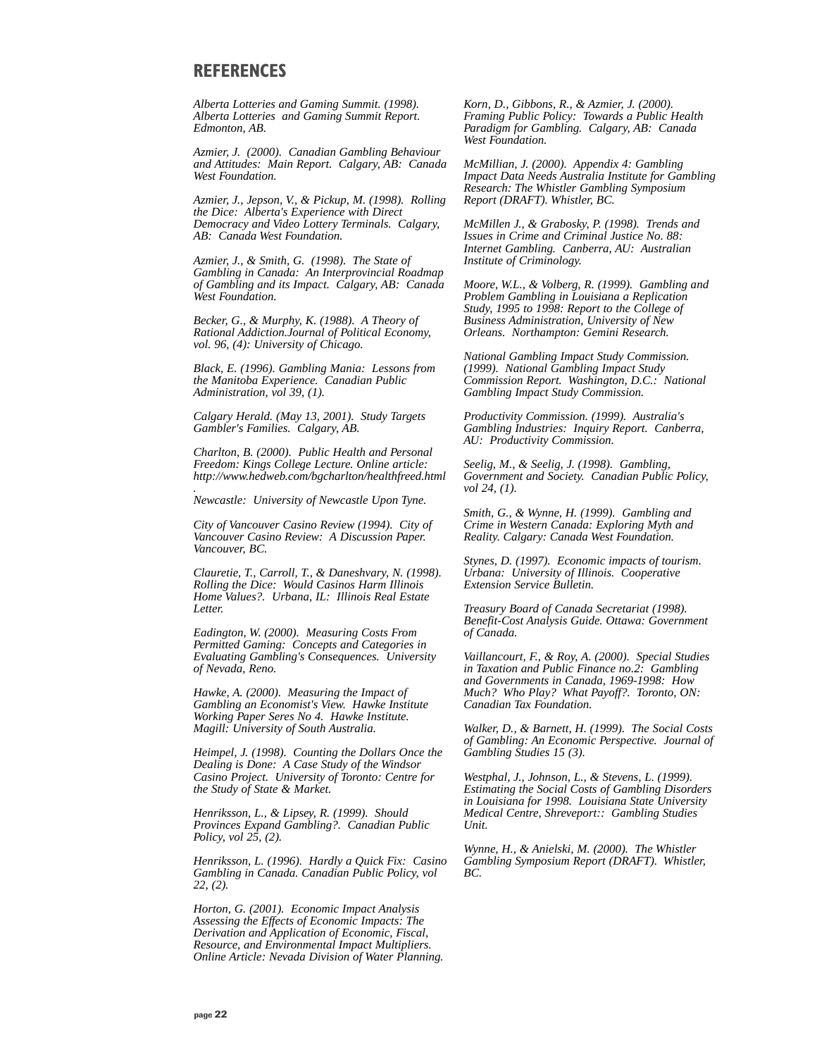# REFERENCES

*Alberta Lotteries and Gaming Summit. (1998). Alberta Lotteries and Gaming Summit Report. Edmonton, AB.*

*Azmier, J. (2000). Canadian Gambling Behaviour and Attitudes: Main Report. Calgary, AB: Canada West Foundation.*

*Azmier, J., Jepson, V., & Pickup, M. (1998). Rolling the Dice: Alberta's Experience with Direct Democracy and Video Lottery Terminals. Calgary, AB: Canada West Foundation.*

*Azmier, J., & Smith, G. (1998). The State of Gambling in Canada: An Interprovincial Roadmap of Gambling and its Impact. Calgary, AB: Canada West Foundation.*

*Becker, G., & Murphy, K. (1988). A Theory of Rational Addiction.Journal of Political Economy, vol. 96, (4): University of Chicago.*

*Black, E. (1996). Gambling Mania: Lessons from the Manitoba Experience. Canadian Public Administration, vol 39, (1).*

*Calgary Herald. (May 13, 2001). Study Targets Gambler's Families. Calgary, AB.*

*Charlton, B. (2000). Public Health and Personal Freedom: Kings College Lecture. Online article: http://www.hedweb.com/bgcharlton/healthfreed.html. Newcastle: University of Newcastle Upon Tyne.*

*City of Vancouver Casino Review (1994). City of Vancouver Casino Review: A Discussion Paper. Vancouver, BC.*

*Clauretie, T., Carroll, T., & Daneshvary, N. (1998). Rolling the Dice: Would Casinos Harm Illinois Home Values?. Urbana, IL: Illinois Real Estate Letter.*

*Eadington, W. (2000). Measuring Costs From Permitted Gaming: Concepts and Categories in Evaluating Gambling's Consequences. University of Nevada, Reno.*

*Hawke, A. (2000). Measuring the Impact of Gambling an Economist's View. Hawke Institute Working Paper Seres No 4. Hawke Institute. Magill: University of South Australia.*

*Heimpel, J. (1998). Counting the Dollars Once the Dealing is Done: A Case Study of the Windsor Casino Project. University of Toronto: Centre for the Study of State & Market.*

*Henriksson, L., & Lipsey, R. (1999). Should Provinces Expand Gambling?. Canadian Public Policy, vol 25, (2).*

*Henriksson, L. (1996). Hardly a Quick Fix: Casino Gambling in Canada. Canadian Public Policy, vol 22, (2).*

*Horton, G. (2001). Economic Impact Analysis Assessing the Effects of Economic Impacts: The Derivation and Application of Economic, Fiscal, Resource, and Environmental Impact Multipliers. Online Article: Nevada Division of Water Planning.*

*Korn, D., Gibbons, R., & Azmier, J. (2000). Framing Public Policy: Towards a Public Health Paradigm for Gambling. Calgary, AB: Canada West Foundation.*

*McMillian, J. (2000). Appendix 4: Gambling Impact Data Needs Australia Institute for Gambling Research: The Whistler Gambling Symposium Report (DRAFT). Whistler, BC.*

*McMillen J., & Grabosky, P. (1998). Trends and Issues in Crime and Criminal Justice No. 88: Internet Gambling. Canberra, AU: Australian Institute of Criminology.*

*Moore, W.L., & Volberg, R. (1999). Gambling and Problem Gambling in Louisiana a Replication Study, 1995 to 1998: Report to the College of Business Administration, University of New Orleans. Northampton: Gemini Research.*

*National Gambling Impact Study Commission. (1999). National Gambling Impact Study Commission Report. Washington, D.C.: National Gambling Impact Study Commission.*

*Productivity Commission. (1999). Australia's Gambling Industries: Inquiry Report. Canberra, AU: Productivity Commission.*

*Seelig, M., & Seelig, J. (1998). Gambling, Government and Society. Canadian Public Policy, vol 24, (1).*

*Smith, G., & Wynne, H. (1999). Gambling and Crime in Western Canada: Exploring Myth and Reality. Calgary: Canada West Foundation.*

*Stynes, D. (1997). Economic impacts of tourism. Urbana: University of Illinois. Cooperative Extension Service Bulletin.*

*Treasury Board of Canada Secretariat (1998). Benefit-Cost Analysis Guide. Ottawa: Government of Canada.*

*Vaillancourt, F., & Roy, A. (2000). Special Studies in Taxation and Public Finance no.2: Gambling and Governments in Canada, 1969-1998: How Much? Who Play? What Payoff?. Toronto, ON: Canadian Tax Foundation.*

*Walker, D., & Barnett, H. (1999). The Social Costs of Gambling: An Economic Perspective. Journal of Gambling Studies 15 (3).*

*Westphal, J., Johnson, L., & Stevens, L. (1999). Estimating the Social Costs of Gambling Disorders in Louisiana for 1998. Louisiana State University Medical Centre, Shreveport:: Gambling Studies Unit.*

*Wynne, H., & Anielski, M. (2000). The Whistler Gambling Symposium Report (DRAFT). Whistler, BC.*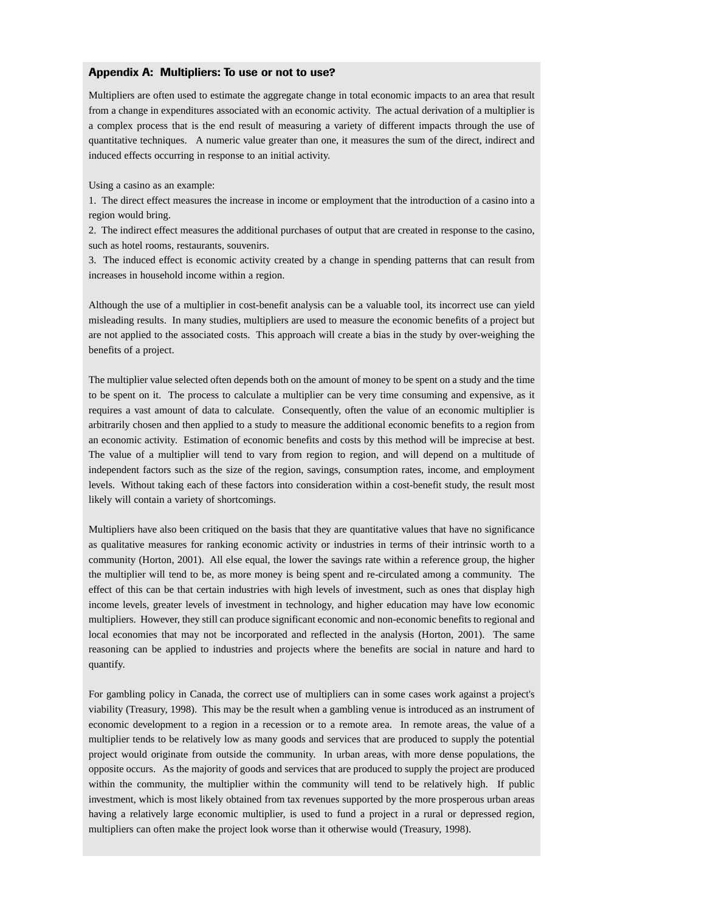## Appendix A: Multipliers: To use or not to use?

Multipliers are often used to estimate the aggregate change in total economic impacts to an area that result from a change in expenditures associated with an economic activity. The actual derivation of a multiplier is a complex process that is the end result of measuring a variety of different impacts through the use of quantitative techniques. A numeric value greater than one, it measures the sum of the direct, indirect and induced effects occurring in response to an initial activity.

Using a casino as an example:

1. The direct effect measures the increase in income or employment that the introduction of a casino into a region would bring.
2. The indirect effect measures the additional purchases of output that are created in response to the casino, such as hotel rooms, restaurants, souvenirs.
3. The induced effect is economic activity created by a change in spending patterns that can result from increases in household income within a region.

Although the use of a multiplier in cost-benefit analysis can be a valuable tool, its incorrect use can yield misleading results. In many studies, multipliers are used to measure the economic benefits of a project but are not applied to the associated costs. This approach will create a bias in the study by over-weighing the benefits of a project.

The multiplier value selected often depends both on the amount of money to be spent on a study and the time to be spent on it. The process to calculate a multiplier can be very time consuming and expensive, as it requires a vast amount of data to calculate. Consequently, often the value of an economic multiplier is arbitrarily chosen and then applied to a study to measure the additional economic benefits to a region from an economic activity. Estimation of economic benefits and costs by this method will be imprecise at best. The value of a multiplier will tend to vary from region to region, and will depend on a multitude of independent factors such as the size of the region, savings, consumption rates, income, and employment levels. Without taking each of these factors into consideration within a cost-benefit study, the result most likely will contain a variety of shortcomings.

Multipliers have also been critiqued on the basis that they are quantitative values that have no significance as qualitative measures for ranking economic activity or industries in terms of their intrinsic worth to a community (Horton, 2001). All else equal, the lower the savings rate within a reference group, the higher the multiplier will tend to be, as more money is being spent and re-circulated among a community. The effect of this can be that certain industries with high levels of investment, such as ones that display high income levels, greater levels of investment in technology, and higher education may have low economic multipliers. However, they still can produce significant economic and non-economic benefits to regional and local economies that may not be incorporated and reflected in the analysis (Horton, 2001). The same reasoning can be applied to industries and projects where the benefits are social in nature and hard to quantify.

For gambling policy in Canada, the correct use of multipliers can in some cases work against a project's viability (Treasury, 1998). This may be the result when a gambling venue is introduced as an instrument of economic development to a region in a recession or to a remote area. In remote areas, the value of a multiplier tends to be relatively low as many goods and services that are produced to supply the potential project would originate from outside the community. In urban areas, with more dense populations, the opposite occurs. As the majority of goods and services that are produced to supply the project are produced within the community, the multiplier within the community will tend to be relatively high. If public investment, which is most likely obtained from tax revenues supported by the more prosperous urban areas having a relatively large economic multiplier, is used to fund a project in a rural or depressed region, multipliers can often make the project look worse than it otherwise would (Treasury, 1998).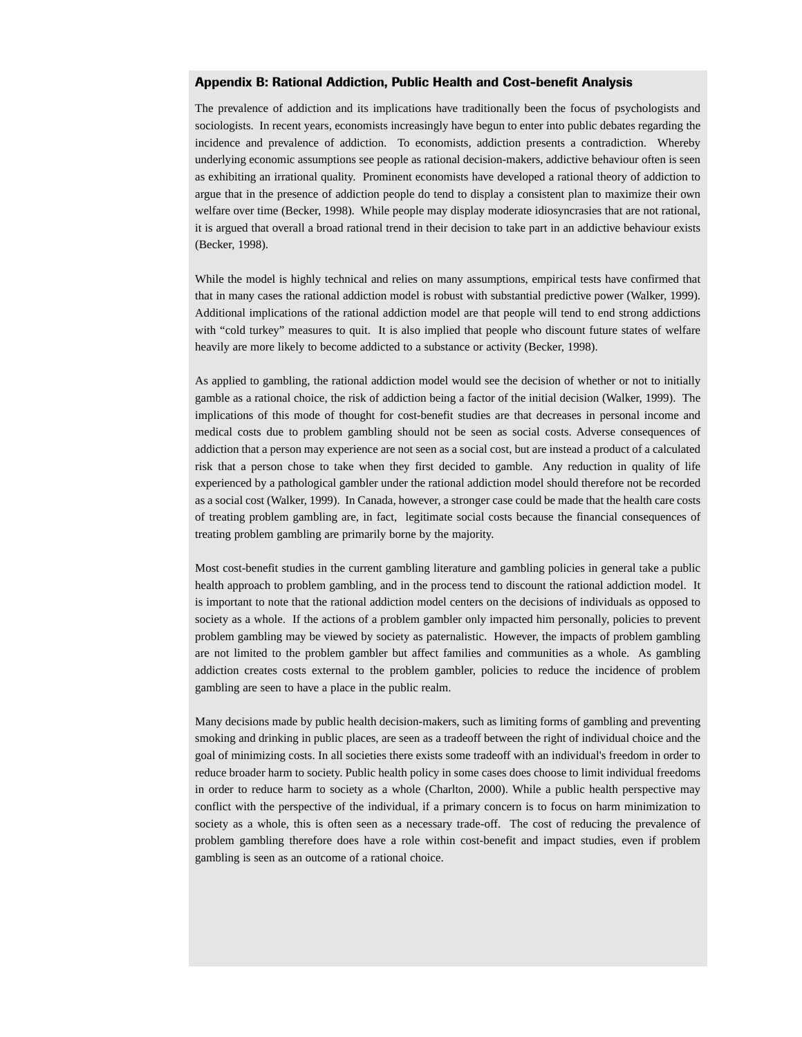## Appendix B: Rational Addiction, Public Health and Cost-benefit Analysis

The prevalence of addiction and its implications have traditionally been the focus of psychologists and sociologists. In recent years, economists increasingly have begun to enter into public debates regarding the incidence and prevalence of addiction. To economists, addiction presents a contradiction. Whereby underlying economic assumptions see people as rational decision-makers, addictive behaviour often is seen as exhibiting an irrational quality. Prominent economists have developed a rational theory of addiction to argue that in the presence of addiction people do tend to display a consistent plan to maximize their own welfare over time (Becker, 1998). While people may display moderate idiosyncrasies that are not rational, it is argued that overall a broad rational trend in their decision to take part in an addictive behaviour exists (Becker, 1998).

While the model is highly technical and relies on many assumptions, empirical tests have confirmed that that in many cases the rational addiction model is robust with substantial predictive power (Walker, 1999). Additional implications of the rational addiction model are that people will tend to end strong addictions with "cold turkey" measures to quit. It is also implied that people who discount future states of welfare heavily are more likely to become addicted to a substance or activity (Becker, 1998).

As applied to gambling, the rational addiction model would see the decision of whether or not to initially gamble as a rational choice, the risk of addiction being a factor of the initial decision (Walker, 1999). The implications of this mode of thought for cost-benefit studies are that decreases in personal income and medical costs due to problem gambling should not be seen as social costs. Adverse consequences of addiction that a person may experience are not seen as a social cost, but are instead a product of a calculated risk that a person chose to take when they first decided to gamble. Any reduction in quality of life experienced by a pathological gambler under the rational addiction model should therefore not be recorded as a social cost (Walker, 1999). In Canada, however, a stronger case could be made that the health care costs of treating problem gambling are, in fact, legitimate social costs because the financial consequences of treating problem gambling are primarily borne by the majority.

Most cost-benefit studies in the current gambling literature and gambling policies in general take a public health approach to problem gambling, and in the process tend to discount the rational addiction model. It is important to note that the rational addiction model centers on the decisions of individuals as opposed to society as a whole. If the actions of a problem gambler only impacted him personally, policies to prevent problem gambling may be viewed by society as paternalistic. However, the impacts of problem gambling are not limited to the problem gambler but affect families and communities as a whole. As gambling addiction creates costs external to the problem gambler, policies to reduce the incidence of problem gambling are seen to have a place in the public realm.

Many decisions made by public health decision-makers, such as limiting forms of gambling and preventing smoking and drinking in public places, are seen as a tradeoff between the right of individual choice and the goal of minimizing costs. In all societies there exists some tradeoff with an individual's freedom in order to reduce broader harm to society. Public health policy in some cases does choose to limit individual freedoms in order to reduce harm to society as a whole (Charlton, 2000). While a public health perspective may conflict with the perspective of the individual, if a primary concern is to focus on harm minimization to society as a whole, this is often seen as a necessary trade-off. The cost of reducing the prevalence of problem gambling therefore does have a role within cost-benefit and impact studies, even if problem gambling is seen as an outcome of a rational choice.